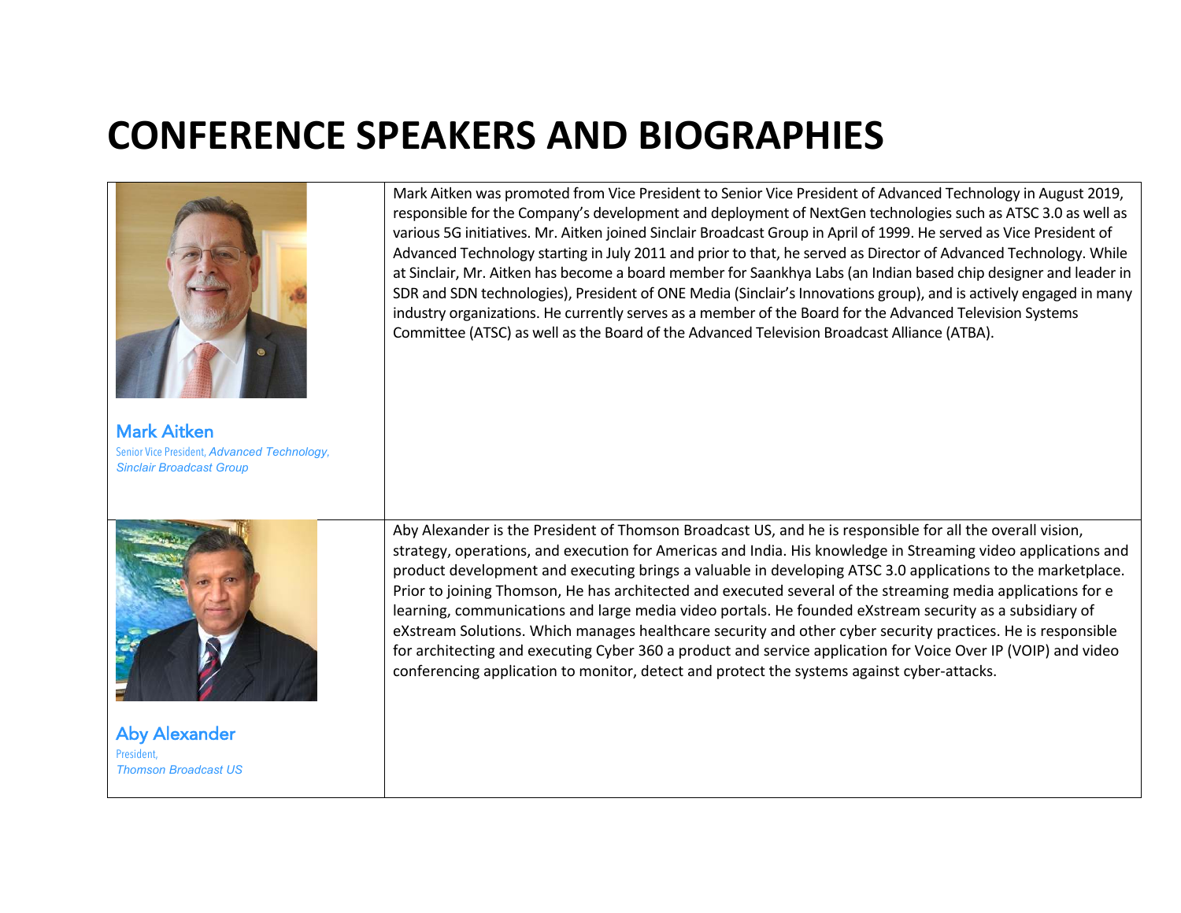# CONFERENCE SPEAKERS AND BIOGRAPHIES

| | |
|---|---|
| **Mark Aitken**<br>Senior Vice President, *Advanced Technology, Sinclair Broadcast Group* | Mark Aitken was promoted from Vice President to Senior Vice President of Advanced Technology in August 2019, responsible for the Company's development and deployment of NextGen technologies such as ATSC 3.0 as well as various 5G initiatives. Mr. Aitken joined Sinclair Broadcast Group in April of 1999. He served as Vice President of Advanced Technology starting in July 2011 and prior to that, he served as Director of Advanced Technology. While at Sinclair, Mr. Aitken has become a board member for Saankhya Labs (an Indian based chip designer and leader in SDR and SDN technologies), President of ONE Media (Sinclair's Innovations group), and is actively engaged in many industry organizations. He currently serves as a member of the Board for the Advanced Television Systems Committee (ATSC) as well as the Board of the Advanced Television Broadcast Alliance (ATBA). |
| **Aby Alexander**<br>President, *Thomson Broadcast US* | Aby Alexander is the President of Thomson Broadcast US, and he is responsible for all the overall vision, strategy, operations, and execution for Americas and India. His knowledge in Streaming video applications and product development and executing brings a valuable in developing ATSC 3.0 applications to the marketplace. Prior to joining Thomson, He has architected and executed several of the streaming media applications for e learning, communications and large media video portals. He founded eXstream security as a subsidiary of eXstream Solutions. Which manages healthcare security and other cyber security practices. He is responsible for architecting and executing Cyber 360 a product and service application for Voice Over IP (VOIP) and video conferencing application to monitor, detect and protect the systems against cyber-attacks. |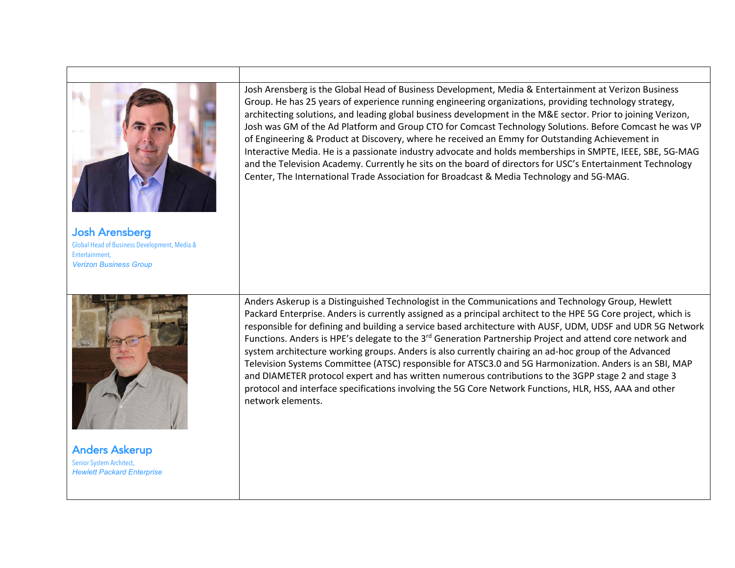| | |
|---|---|
| **Josh Arensberg**<br>Global Head of Business Development, Media & Entertainment,<br>*Verizon Business Group* | Josh Arensberg is the Global Head of Business Development, Media & Entertainment at Verizon Business Group. He has 25 years of experience running engineering organizations, providing technology strategy, architecting solutions, and leading global business development in the M&E sector. Prior to joining Verizon, Josh was GM of the Ad Platform and Group CTO for Comcast Technology Solutions. Before Comcast he was VP of Engineering & Product at Discovery, where he received an Emmy for Outstanding Achievement in Interactive Media. He is a passionate industry advocate and holds memberships in SMPTE, IEEE, SBE, 5G-MAG and the Television Academy. Currently he sits on the board of directors for USC's Entertainment Technology Center, The International Trade Association for Broadcast & Media Technology and 5G-MAG. |
| **Anders Askerup**<br>Senior System Architect,<br>*Hewlett Packard Enterprise* | Anders Askerup is a Distinguished Technologist in the Communications and Technology Group, Hewlett Packard Enterprise. Anders is currently assigned as a principal architect to the HPE 5G Core project, which is responsible for defining and building a service based architecture with AUSF, UDM, UDSF and UDR 5G Network Functions. Anders is HPE's delegate to the 3rd Generation Partnership Project and attend core network and system architecture working groups. Anders is also currently chairing an ad-hoc group of the Advanced Television Systems Committee (ATSC) responsible for ATSC3.0 and 5G Harmonization. Anders is an SBI, MAP and DIAMETER protocol expert and has written numerous contributions to the 3GPP stage 2 and stage 3 protocol and interface specifications involving the 5G Core Network Functions, HLR, HSS, AAA and other network elements. |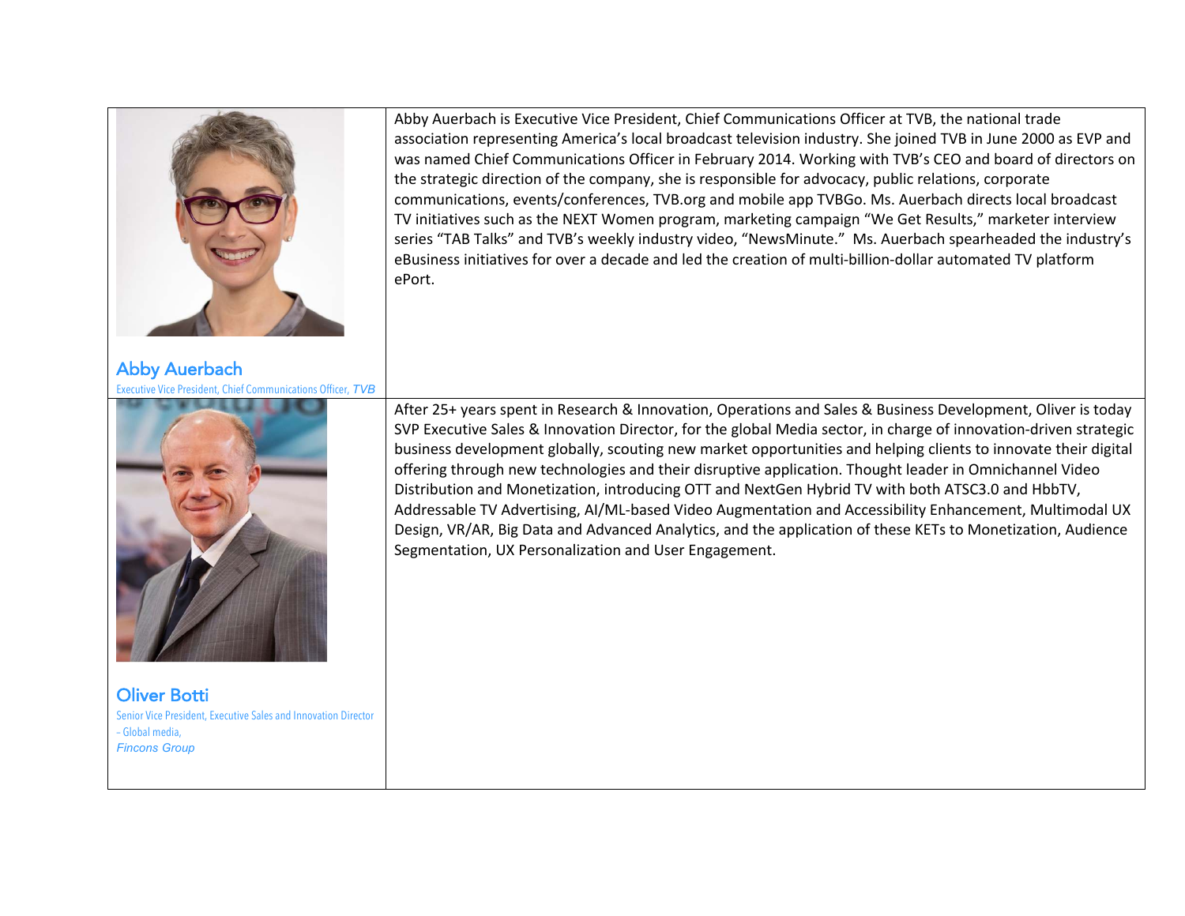| | |
|---|---|
| **Abby Auerbach**<br>Executive Vice President, Chief Communications Officer, *TVB* | Abby Auerbach is Executive Vice President, Chief Communications Officer at TVB, the national trade association representing America's local broadcast television industry. She joined TVB in June 2000 as EVP and was named Chief Communications Officer in February 2014. Working with TVB's CEO and board of directors on the strategic direction of the company, she is responsible for advocacy, public relations, corporate communications, events/conferences, TVB.org and mobile app TVBGo. Ms. Auerbach directs local broadcast TV initiatives such as the NEXT Women program, marketing campaign "We Get Results," marketer interview series "TAB Talks" and TVB's weekly industry video, "NewsMinute." Ms. Auerbach spearheaded the industry's eBusiness initiatives for over a decade and led the creation of multi-billion-dollar automated TV platform ePort. |
| **Oliver Botti**<br>Senior Vice President, Executive Sales and Innovation Director – Global media,<br>*Fincons Group* | After 25+ years spent in Research & Innovation, Operations and Sales & Business Development, Oliver is today SVP Executive Sales & Innovation Director, for the global Media sector, in charge of innovation-driven strategic business development globally, scouting new market opportunities and helping clients to innovate their digital offering through new technologies and their disruptive application. Thought leader in Omnichannel Video Distribution and Monetization, introducing OTT and NextGen Hybrid TV with both ATSC3.0 and HbbTV, Addressable TV Advertising, AI/ML-based Video Augmentation and Accessibility Enhancement, Multimodal UX Design, VR/AR, Big Data and Advanced Analytics, and the application of these KETs to Monetization, Audience Segmentation, UX Personalization and User Engagement. |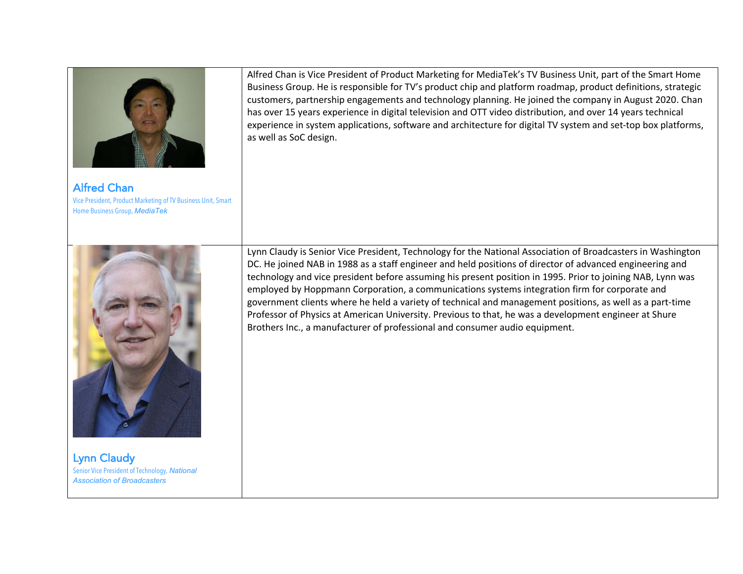| | |
|---|---|
| **Alfred Chan**<br>Vice President, Product Marketing of TV Business Unit, Smart Home Business Group, *MediaTek* | Alfred Chan is Vice President of Product Marketing for MediaTek's TV Business Unit, part of the Smart Home Business Group. He is responsible for TV's product chip and platform roadmap, product definitions, strategic customers, partnership engagements and technology planning. He joined the company in August 2020. Chan has over 15 years experience in digital television and OTT video distribution, and over 14 years technical experience in system applications, software and architecture for digital TV system and set-top box platforms, as well as SoC design. |
| **Lynn Claudy**<br>Senior Vice President of Technology, *National Association of Broadcasters* | Lynn Claudy is Senior Vice President, Technology for the National Association of Broadcasters in Washington DC. He joined NAB in 1988 as a staff engineer and held positions of director of advanced engineering and technology and vice president before assuming his present position in 1995. Prior to joining NAB, Lynn was employed by Hoppmann Corporation, a communications systems integration firm for corporate and government clients where he held a variety of technical and management positions, as well as a part-time Professor of Physics at American University. Previous to that, he was a development engineer at Shure Brothers Inc., a manufacturer of professional and consumer audio equipment. |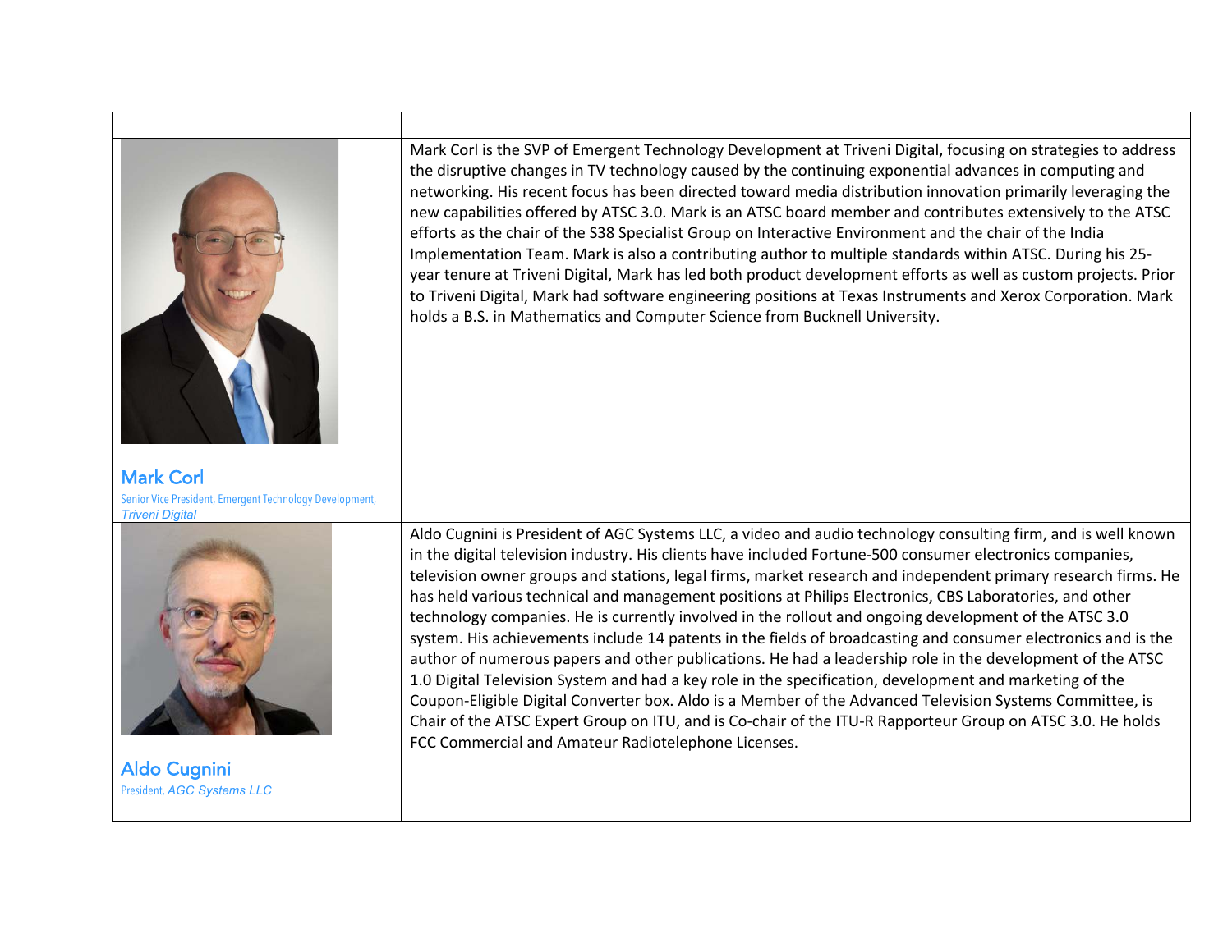| | |
|---|---|
| **Mark Corl**<br>Senior Vice President, Emergent Technology Development, *Triveni Digital* | Mark Corl is the SVP of Emergent Technology Development at Triveni Digital, focusing on strategies to address the disruptive changes in TV technology caused by the continuing exponential advances in computing and networking. His recent focus has been directed toward media distribution innovation primarily leveraging the new capabilities offered by ATSC 3.0. Mark is an ATSC board member and contributes extensively to the ATSC efforts as the chair of the S38 Specialist Group on Interactive Environment and the chair of the India Implementation Team. Mark is also a contributing author to multiple standards within ATSC. During his 25-year tenure at Triveni Digital, Mark has led both product development efforts as well as custom projects. Prior to Triveni Digital, Mark had software engineering positions at Texas Instruments and Xerox Corporation. Mark holds a B.S. in Mathematics and Computer Science from Bucknell University. |
| **Aldo Cugnini**<br>President, *AGC Systems LLC* | Aldo Cugnini is President of AGC Systems LLC, a video and audio technology consulting firm, and is well known in the digital television industry. His clients have included Fortune-500 consumer electronics companies, television owner groups and stations, legal firms, market research and independent primary research firms. He has held various technical and management positions at Philips Electronics, CBS Laboratories, and other technology companies. He is currently involved in the rollout and ongoing development of the ATSC 3.0 system. His achievements include 14 patents in the fields of broadcasting and consumer electronics and is the author of numerous papers and other publications. He had a leadership role in the development of the ATSC 1.0 Digital Television System and had a key role in the specification, development and marketing of the Coupon-Eligible Digital Converter box. Aldo is a Member of the Advanced Television Systems Committee, is Chair of the ATSC Expert Group on ITU, and is Co-chair of the ITU-R Rapporteur Group on ATSC 3.0. He holds FCC Commercial and Amateur Radiotelephone Licenses. |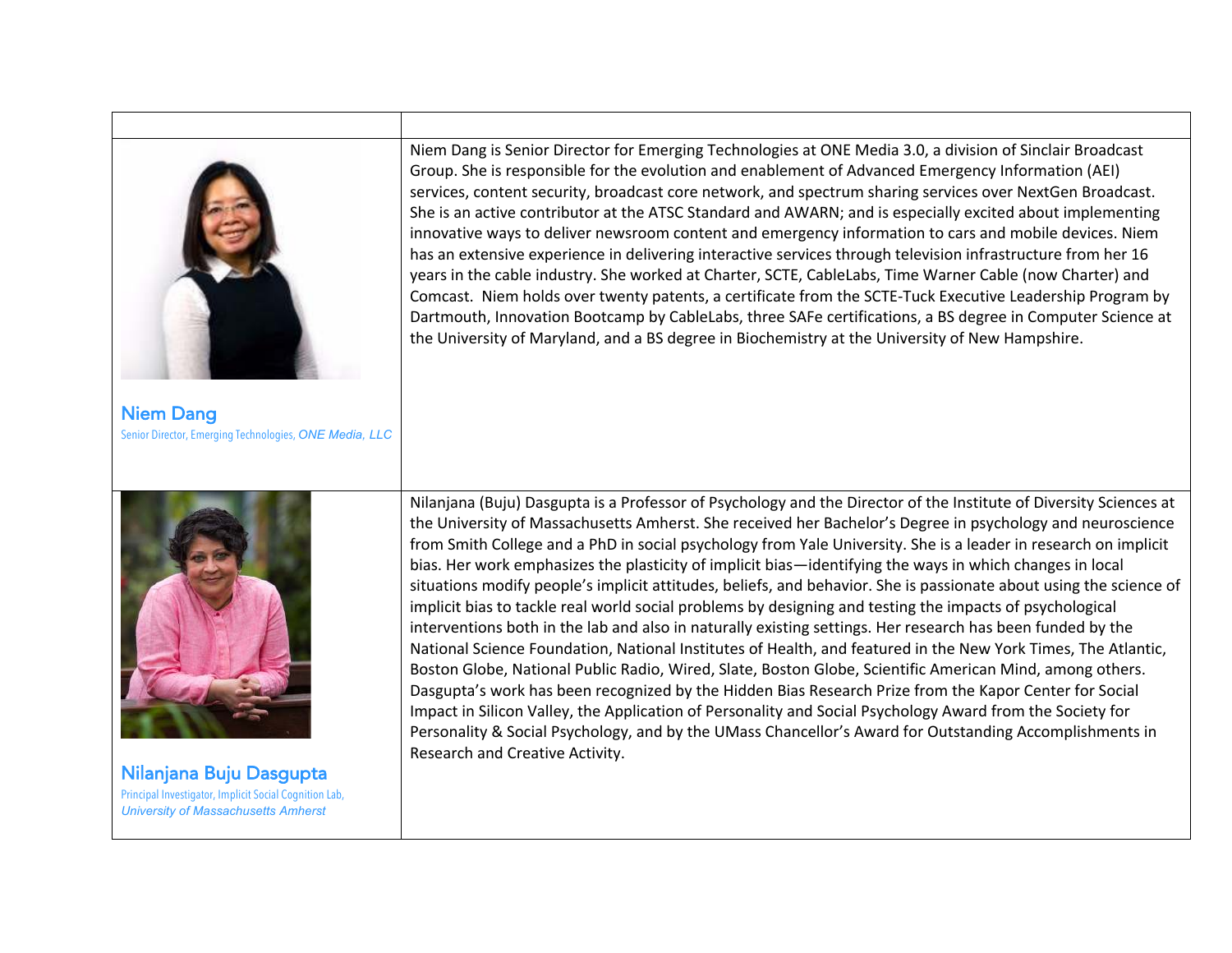| | |
|---|---|
| **Niem Dang**<br>Senior Director, Emerging Technologies, *ONE Media, LLC* | Niem Dang is Senior Director for Emerging Technologies at ONE Media 3.0, a division of Sinclair Broadcast Group. She is responsible for the evolution and enablement of Advanced Emergency Information (AEI) services, content security, broadcast core network, and spectrum sharing services over NextGen Broadcast. She is an active contributor at the ATSC Standard and AWARN; and is especially excited about implementing innovative ways to deliver newsroom content and emergency information to cars and mobile devices. Niem has an extensive experience in delivering interactive services through television infrastructure from her 16 years in the cable industry. She worked at Charter, SCTE, CableLabs, Time Warner Cable (now Charter) and Comcast. Niem holds over twenty patents, a certificate from the SCTE-Tuck Executive Leadership Program by Dartmouth, Innovation Bootcamp by CableLabs, three SAFe certifications, a BS degree in Computer Science at the University of Maryland, and a BS degree in Biochemistry at the University of New Hampshire. |
| **Nilanjana Buju Dasgupta**<br>Principal Investigator, Implicit Social Cognition Lab, *University of Massachusetts Amherst* | Nilanjana (Buju) Dasgupta is a Professor of Psychology and the Director of the Institute of Diversity Sciences at the University of Massachusetts Amherst. She received her Bachelor's Degree in psychology and neuroscience from Smith College and a PhD in social psychology from Yale University. She is a leader in research on implicit bias. Her work emphasizes the plasticity of implicit bias—identifying the ways in which changes in local situations modify people's implicit attitudes, beliefs, and behavior. She is passionate about using the science of implicit bias to tackle real world social problems by designing and testing the impacts of psychological interventions both in the lab and also in naturally existing settings. Her research has been funded by the National Science Foundation, National Institutes of Health, and featured in the New York Times, The Atlantic, Boston Globe, National Public Radio, Wired, Slate, Boston Globe, Scientific American Mind, among others. Dasgupta's work has been recognized by the Hidden Bias Research Prize from the Kapor Center for Social Impact in Silicon Valley, the Application of Personality and Social Psychology Award from the Society for Personality & Social Psychology, and by the UMass Chancellor's Award for Outstanding Accomplishments in Research and Creative Activity. |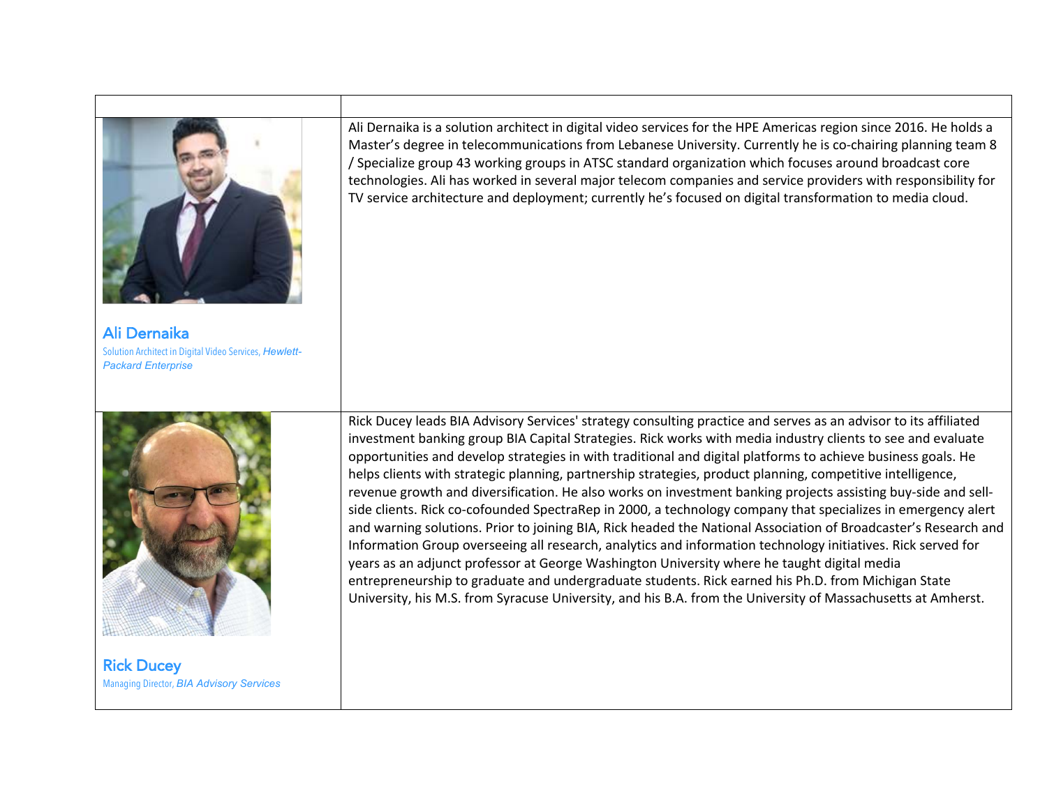| | |
|---|---|
| **Ali Dernaika**<br>Solution Architect in Digital Video Services, *Hewlett-Packard Enterprise* | Ali Dernaika is a solution architect in digital video services for the HPE Americas region since 2016. He holds a Master's degree in telecommunications from Lebanese University. Currently he is co-chairing planning team 8 / Specialize group 43 working groups in ATSC standard organization which focuses around broadcast core technologies. Ali has worked in several major telecom companies and service providers with responsibility for TV service architecture and deployment; currently he's focused on digital transformation to media cloud. |
| **Rick Ducey**<br>Managing Director, *BIA Advisory Services* | Rick Ducey leads BIA Advisory Services' strategy consulting practice and serves as an advisor to its affiliated investment banking group BIA Capital Strategies. Rick works with media industry clients to see and evaluate opportunities and develop strategies in with traditional and digital platforms to achieve business goals. He helps clients with strategic planning, partnership strategies, product planning, competitive intelligence, revenue growth and diversification. He also works on investment banking projects assisting buy-side and sell-side clients. Rick co-cofounded SpectraRep in 2000, a technology company that specializes in emergency alert and warning solutions. Prior to joining BIA, Rick headed the National Association of Broadcaster's Research and Information Group overseeing all research, analytics and information technology initiatives. Rick served for years as an adjunct professor at George Washington University where he taught digital media entrepreneurship to graduate and undergraduate students. Rick earned his Ph.D. from Michigan State University, his M.S. from Syracuse University, and his B.A. from the University of Massachusetts at Amherst. |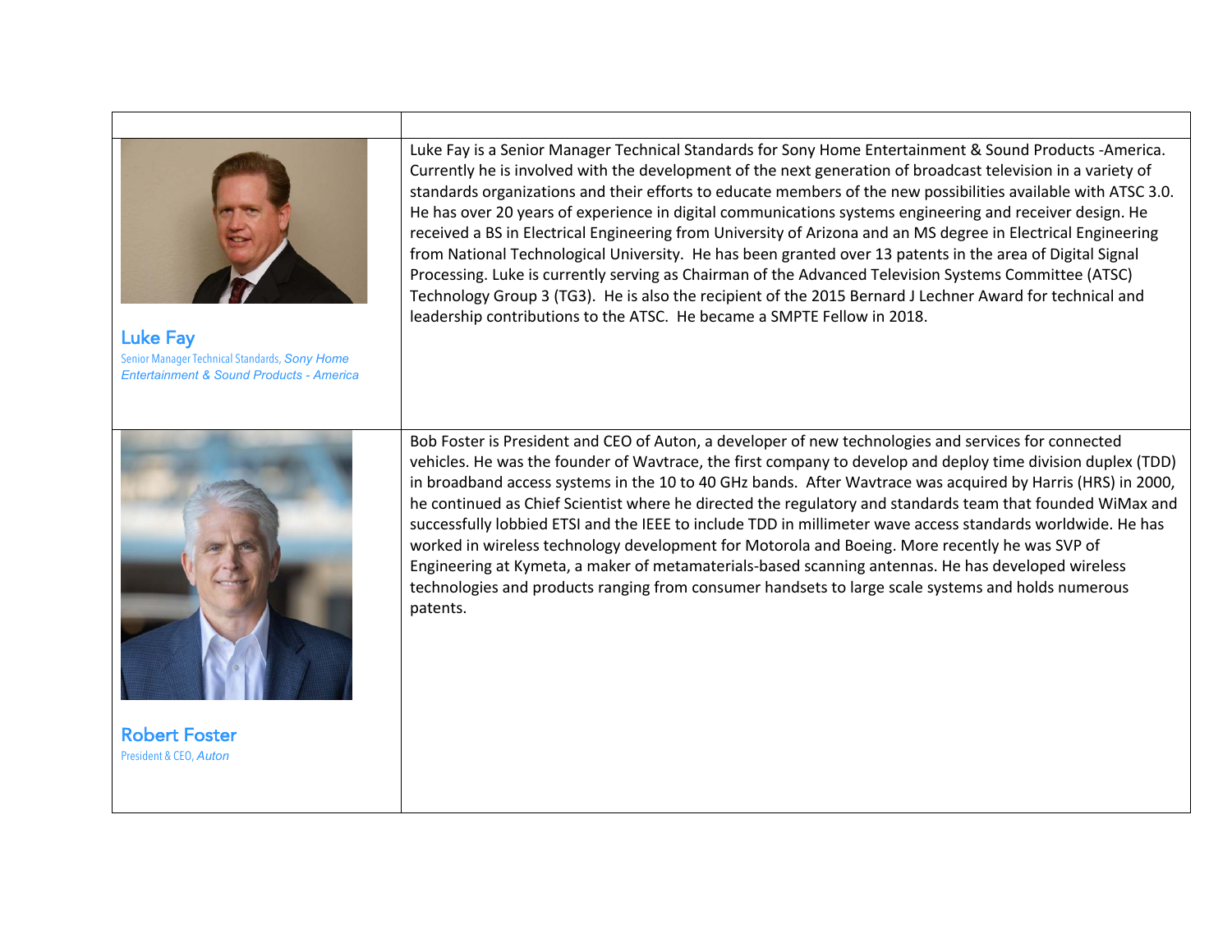| | |
|---|---|
| **Luke Fay**<br>Senior Manager Technical Standards, *Sony Home Entertainment & Sound Products - America* | Luke Fay is a Senior Manager Technical Standards for Sony Home Entertainment & Sound Products -America. Currently he is involved with the development of the next generation of broadcast television in a variety of standards organizations and their efforts to educate members of the new possibilities available with ATSC 3.0. He has over 20 years of experience in digital communications systems engineering and receiver design. He received a BS in Electrical Engineering from University of Arizona and an MS degree in Electrical Engineering from National Technological University. He has been granted over 13 patents in the area of Digital Signal Processing. Luke is currently serving as Chairman of the Advanced Television Systems Committee (ATSC) Technology Group 3 (TG3). He is also the recipient of the 2015 Bernard J Lechner Award for technical and leadership contributions to the ATSC. He became a SMPTE Fellow in 2018. |
| **Robert Foster**<br>President & CEO, *Auton* | Bob Foster is President and CEO of Auton, a developer of new technologies and services for connected vehicles. He was the founder of Wavtrace, the first company to develop and deploy time division duplex (TDD) in broadband access systems in the 10 to 40 GHz bands. After Wavtrace was acquired by Harris (HRS) in 2000, he continued as Chief Scientist where he directed the regulatory and standards team that founded WiMax and successfully lobbied ETSI and the IEEE to include TDD in millimeter wave access standards worldwide. He has worked in wireless technology development for Motorola and Boeing. More recently he was SVP of Engineering at Kymeta, a maker of metamaterials-based scanning antennas. He has developed wireless technologies and products ranging from consumer handsets to large scale systems and holds numerous patents. |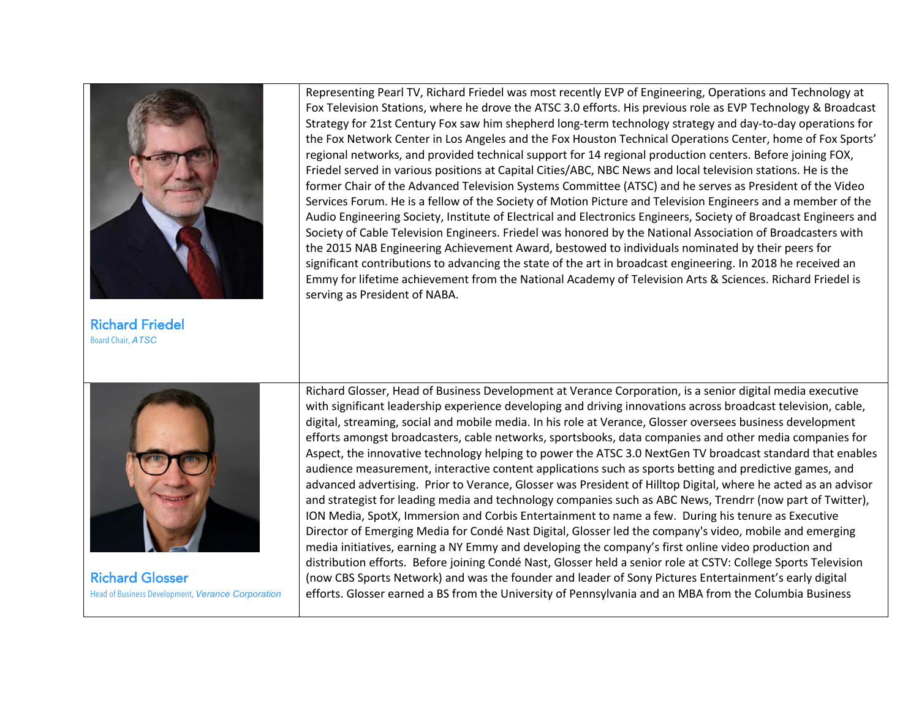**Richard Friedel**
Board Chair, *ATSC*

Representing Pearl TV, Richard Friedel was most recently EVP of Engineering, Operations and Technology at Fox Television Stations, where he drove the ATSC 3.0 efforts. His previous role as EVP Technology & Broadcast Strategy for 21st Century Fox saw him shepherd long-term technology strategy and day-to-day operations for the Fox Network Center in Los Angeles and the Fox Houston Technical Operations Center, home of Fox Sports' regional networks, and provided technical support for 14 regional production centers. Before joining FOX, Friedel served in various positions at Capital Cities/ABC, NBC News and local television stations. He is the former Chair of the Advanced Television Systems Committee (ATSC) and he serves as President of the Video Services Forum. He is a fellow of the Society of Motion Picture and Television Engineers and a member of the Audio Engineering Society, Institute of Electrical and Electronics Engineers, Society of Broadcast Engineers and Society of Cable Television Engineers. Friedel was honored by the National Association of Broadcasters with the 2015 NAB Engineering Achievement Award, bestowed to individuals nominated by their peers for significant contributions to advancing the state of the art in broadcast engineering. In 2018 he received an Emmy for lifetime achievement from the National Academy of Television Arts & Sciences. Richard Friedel is serving as President of NABA.

**Richard Glosser**
Head of Business Development, *Verance Corporation*

Richard Glosser, Head of Business Development at Verance Corporation, is a senior digital media executive with significant leadership experience developing and driving innovations across broadcast television, cable, digital, streaming, social and mobile media. In his role at Verance, Glosser oversees business development efforts amongst broadcasters, cable networks, sportsbooks, data companies and other media companies for Aspect, the innovative technology helping to power the ATSC 3.0 NextGen TV broadcast standard that enables audience measurement, interactive content applications such as sports betting and predictive games, and advanced advertising. Prior to Verance, Glosser was President of Hilltop Digital, where he acted as an advisor and strategist for leading media and technology companies such as ABC News, Trendrr (now part of Twitter), ION Media, SpotX, Immersion and Corbis Entertainment to name a few. During his tenure as Executive Director of Emerging Media for Condé Nast Digital, Glosser led the company's video, mobile and emerging media initiatives, earning a NY Emmy and developing the company's first online video production and distribution efforts. Before joining Condé Nast, Glosser held a senior role at CSTV: College Sports Television (now CBS Sports Network) and was the founder and leader of Sony Pictures Entertainment's early digital efforts. Glosser earned a BS from the University of Pennsylvania and an MBA from the Columbia Business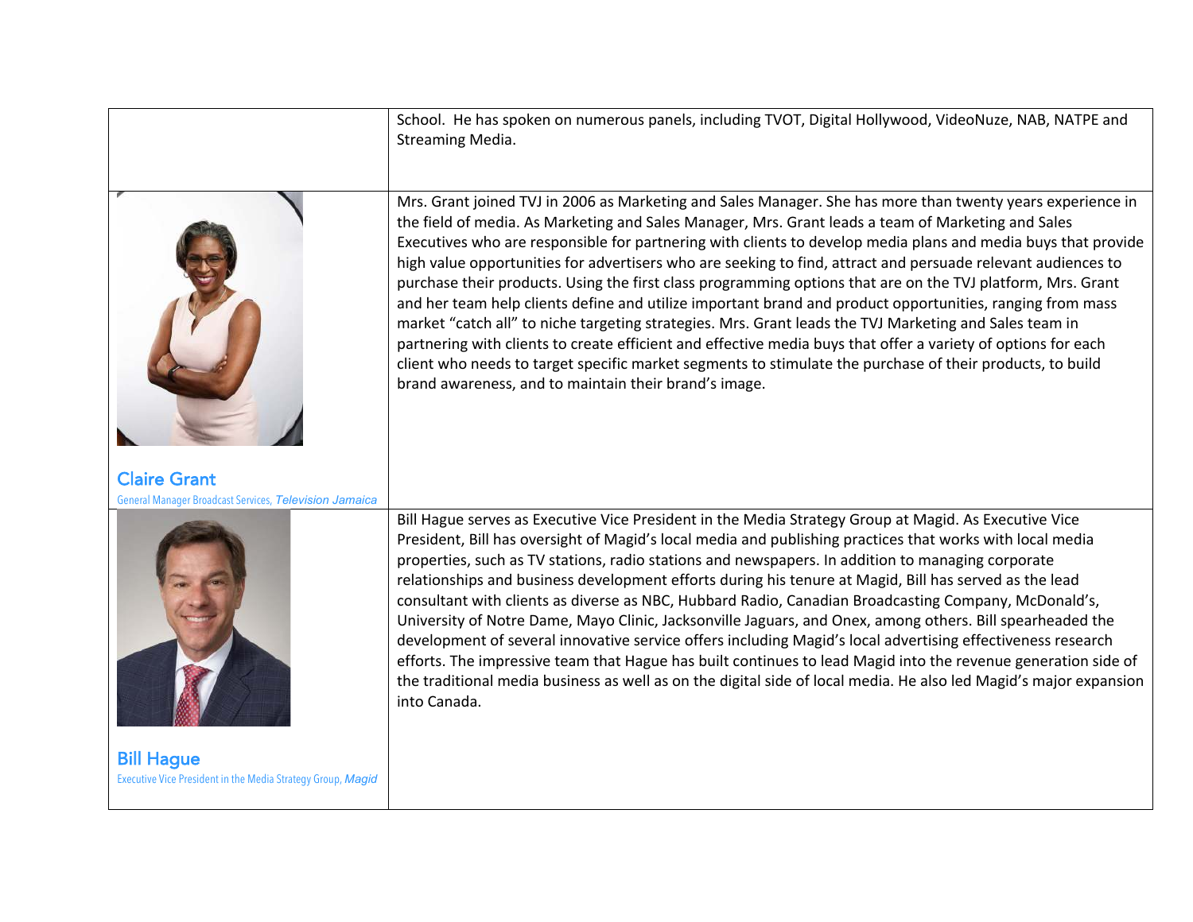| | |
|---|---|
| | School. He has spoken on numerous panels, including TVOT, Digital Hollywood, VideoNuze, NAB, NATPE and Streaming Media. |
| **Claire Grant**<br>General Manager Broadcast Services, *Television Jamaica* | Mrs. Grant joined TVJ in 2006 as Marketing and Sales Manager. She has more than twenty years experience in the field of media. As Marketing and Sales Manager, Mrs. Grant leads a team of Marketing and Sales Executives who are responsible for partnering with clients to develop media plans and media buys that provide high value opportunities for advertisers who are seeking to find, attract and persuade relevant audiences to purchase their products. Using the first class programming options that are on the TVJ platform, Mrs. Grant and her team help clients define and utilize important brand and product opportunities, ranging from mass market "catch all" to niche targeting strategies. Mrs. Grant leads the TVJ Marketing and Sales team in partnering with clients to create efficient and effective media buys that offer a variety of options for each client who needs to target specific market segments to stimulate the purchase of their products, to build brand awareness, and to maintain their brand's image. |
| **Bill Hague**<br>Executive Vice President in the Media Strategy Group, *Magid* | Bill Hague serves as Executive Vice President in the Media Strategy Group at Magid. As Executive Vice President, Bill has oversight of Magid's local media and publishing practices that works with local media properties, such as TV stations, radio stations and newspapers. In addition to managing corporate relationships and business development efforts during his tenure at Magid, Bill has served as the lead consultant with clients as diverse as NBC, Hubbard Radio, Canadian Broadcasting Company, McDonald's, University of Notre Dame, Mayo Clinic, Jacksonville Jaguars, and Onex, among others. Bill spearheaded the development of several innovative service offers including Magid's local advertising effectiveness research efforts. The impressive team that Hague has built continues to lead Magid into the revenue generation side of the traditional media business as well as on the digital side of local media. He also led Magid's major expansion into Canada. |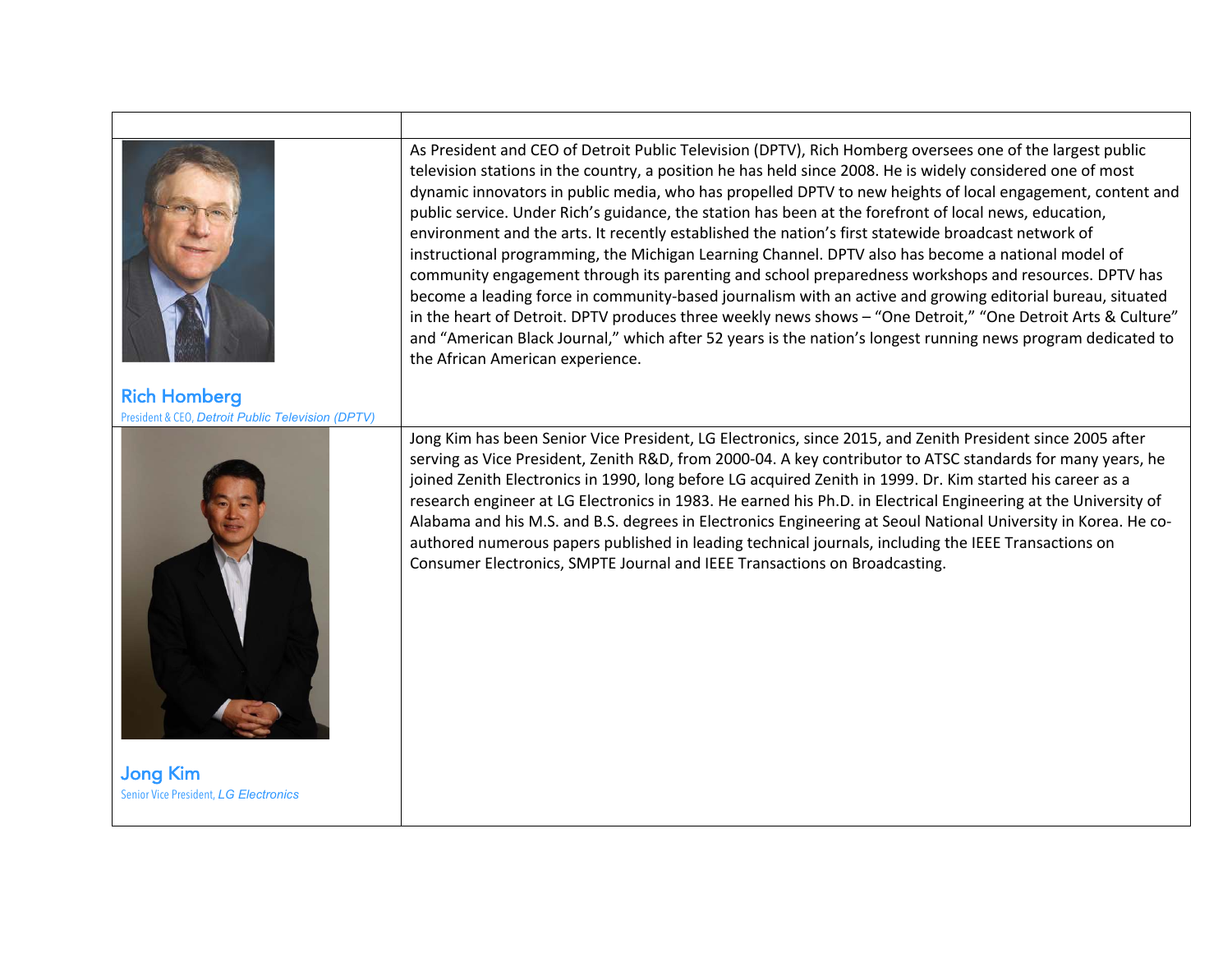| | |
|---|---|
| **Rich Homberg**<br>President & CEO, *Detroit Public Television (DPTV)* | As President and CEO of Detroit Public Television (DPTV), Rich Homberg oversees one of the largest public television stations in the country, a position he has held since 2008. He is widely considered one of most dynamic innovators in public media, who has propelled DPTV to new heights of local engagement, content and public service. Under Rich's guidance, the station has been at the forefront of local news, education, environment and the arts. It recently established the nation's first statewide broadcast network of instructional programming, the Michigan Learning Channel. DPTV also has become a national model of community engagement through its parenting and school preparedness workshops and resources. DPTV has become a leading force in community-based journalism with an active and growing editorial bureau, situated in the heart of Detroit. DPTV produces three weekly news shows – "One Detroit," "One Detroit Arts & Culture" and "American Black Journal," which after 52 years is the nation's longest running news program dedicated to the African American experience. |
| **Jong Kim**<br>Senior Vice President, *LG Electronics* | Jong Kim has been Senior Vice President, LG Electronics, since 2015, and Zenith President since 2005 after serving as Vice President, Zenith R&D, from 2000-04. A key contributor to ATSC standards for many years, he joined Zenith Electronics in 1990, long before LG acquired Zenith in 1999. Dr. Kim started his career as a research engineer at LG Electronics in 1983. He earned his Ph.D. in Electrical Engineering at the University of Alabama and his M.S. and B.S. degrees in Electronics Engineering at Seoul National University in Korea. He co-authored numerous papers published in leading technical journals, including the IEEE Transactions on Consumer Electronics, SMPTE Journal and IEEE Transactions on Broadcasting. |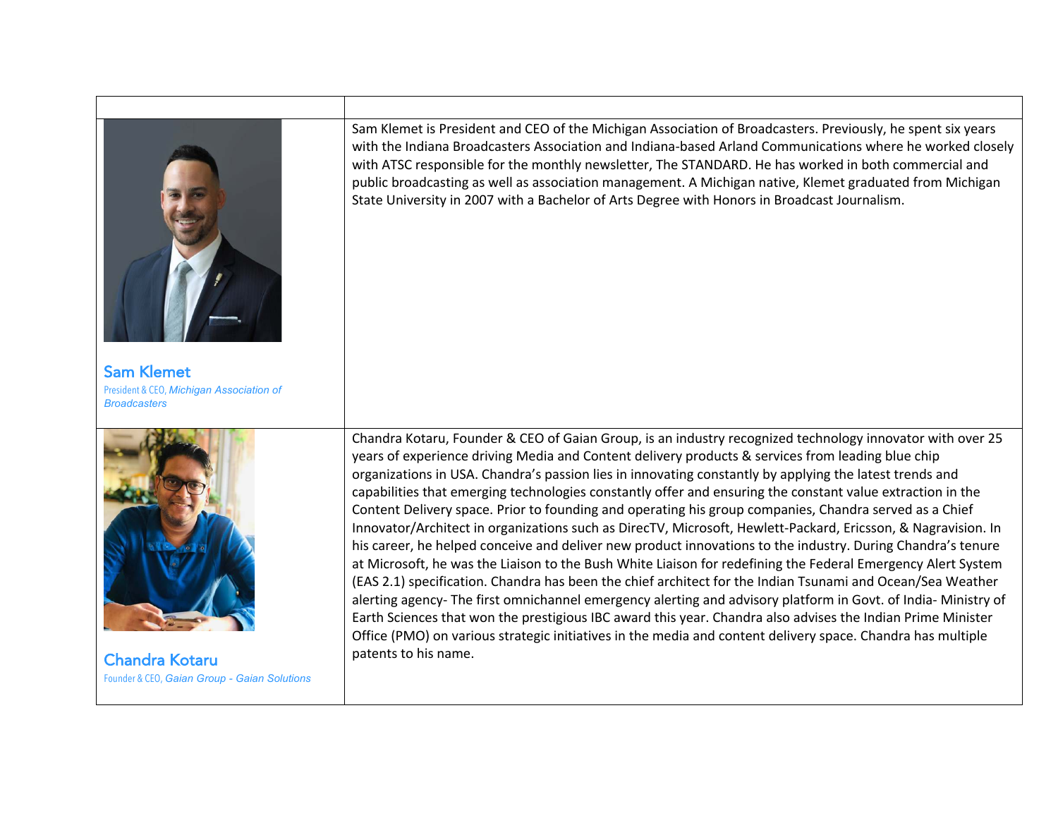| | |
|---|---|
| **Sam Klemet**<br>President & CEO, *Michigan Association of Broadcasters* | Sam Klemet is President and CEO of the Michigan Association of Broadcasters. Previously, he spent six years with the Indiana Broadcasters Association and Indiana-based Arland Communications where he worked closely with ATSC responsible for the monthly newsletter, The STANDARD. He has worked in both commercial and public broadcasting as well as association management. A Michigan native, Klemet graduated from Michigan State University in 2007 with a Bachelor of Arts Degree with Honors in Broadcast Journalism. |
| **Chandra Kotaru**<br>Founder & CEO, *Gaian Group - Gaian Solutions* | Chandra Kotaru, Founder & CEO of Gaian Group, is an industry recognized technology innovator with over 25 years of experience driving Media and Content delivery products & services from leading blue chip organizations in USA. Chandra's passion lies in innovating constantly by applying the latest trends and capabilities that emerging technologies constantly offer and ensuring the constant value extraction in the Content Delivery space. Prior to founding and operating his group companies, Chandra served as a Chief Innovator/Architect in organizations such as DirecTV, Microsoft, Hewlett-Packard, Ericsson, & Nagravision. In his career, he helped conceive and deliver new product innovations to the industry. During Chandra's tenure at Microsoft, he was the Liaison to the Bush White Liaison for redefining the Federal Emergency Alert System (EAS 2.1) specification. Chandra has been the chief architect for the Indian Tsunami and Ocean/Sea Weather alerting agency- The first omnichannel emergency alerting and advisory platform in Govt. of India- Ministry of Earth Sciences that won the prestigious IBC award this year. Chandra also advises the Indian Prime Minister Office (PMO) on various strategic initiatives in the media and content delivery space. Chandra has multiple patents to his name. |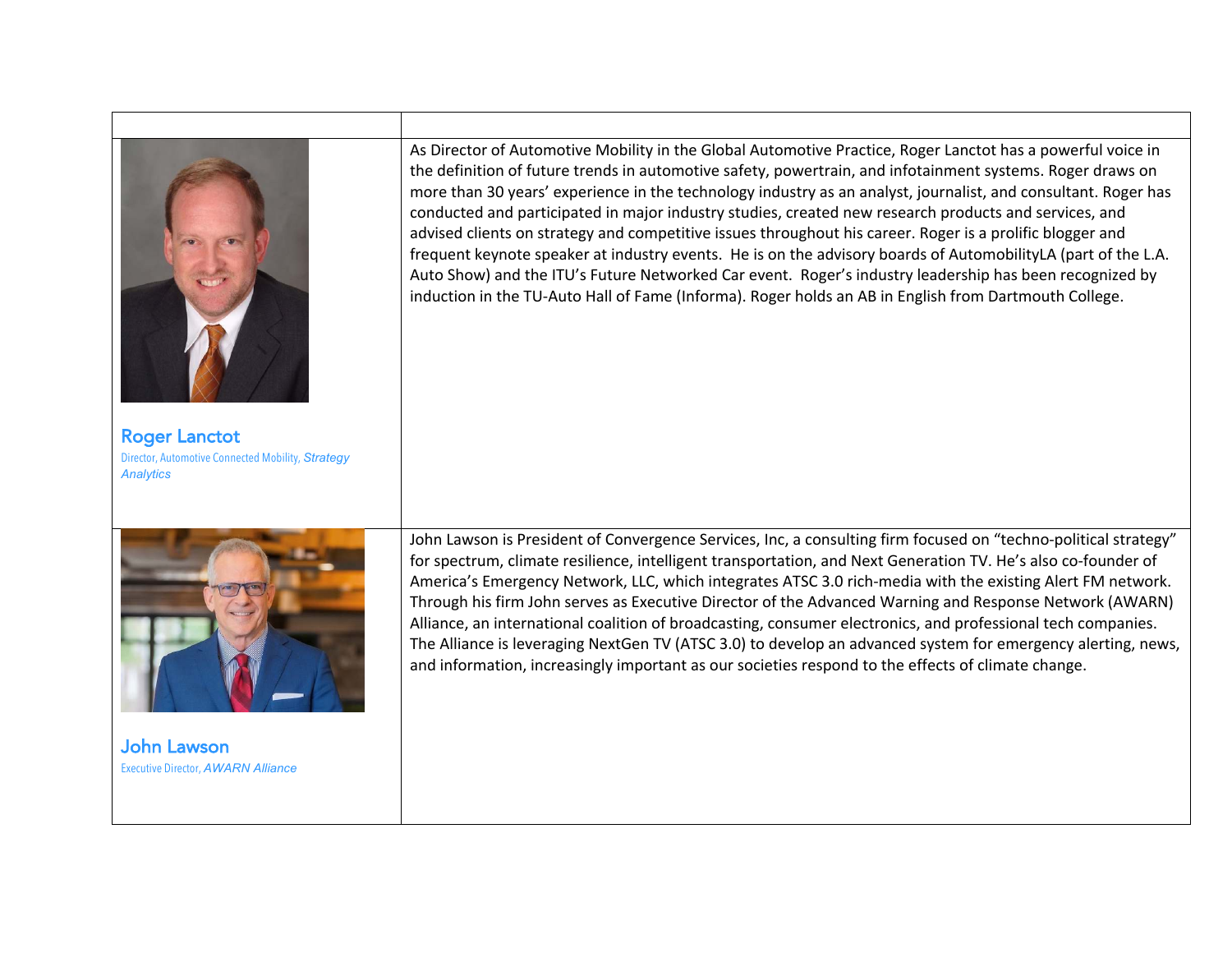| | |
|---|---|
| **Roger Lanctot**<br>Director, Automotive Connected Mobility, *Strategy Analytics* | As Director of Automotive Mobility in the Global Automotive Practice, Roger Lanctot has a powerful voice in the definition of future trends in automotive safety, powertrain, and infotainment systems. Roger draws on more than 30 years' experience in the technology industry as an analyst, journalist, and consultant. Roger has conducted and participated in major industry studies, created new research products and services, and advised clients on strategy and competitive issues throughout his career. Roger is a prolific blogger and frequent keynote speaker at industry events. He is on the advisory boards of AutomobilityLA (part of the L.A. Auto Show) and the ITU's Future Networked Car event. Roger's industry leadership has been recognized by induction in the TU-Auto Hall of Fame (Informa). Roger holds an AB in English from Dartmouth College. |
| **John Lawson**<br>Executive Director, *AWARN Alliance* | John Lawson is President of Convergence Services, Inc, a consulting firm focused on "techno-political strategy" for spectrum, climate resilience, intelligent transportation, and Next Generation TV. He's also co-founder of America's Emergency Network, LLC, which integrates ATSC 3.0 rich-media with the existing Alert FM network. Through his firm John serves as Executive Director of the Advanced Warning and Response Network (AWARN) Alliance, an international coalition of broadcasting, consumer electronics, and professional tech companies. The Alliance is leveraging NextGen TV (ATSC 3.0) to develop an advanced system for emergency alerting, news, and information, increasingly important as our societies respond to the effects of climate change. |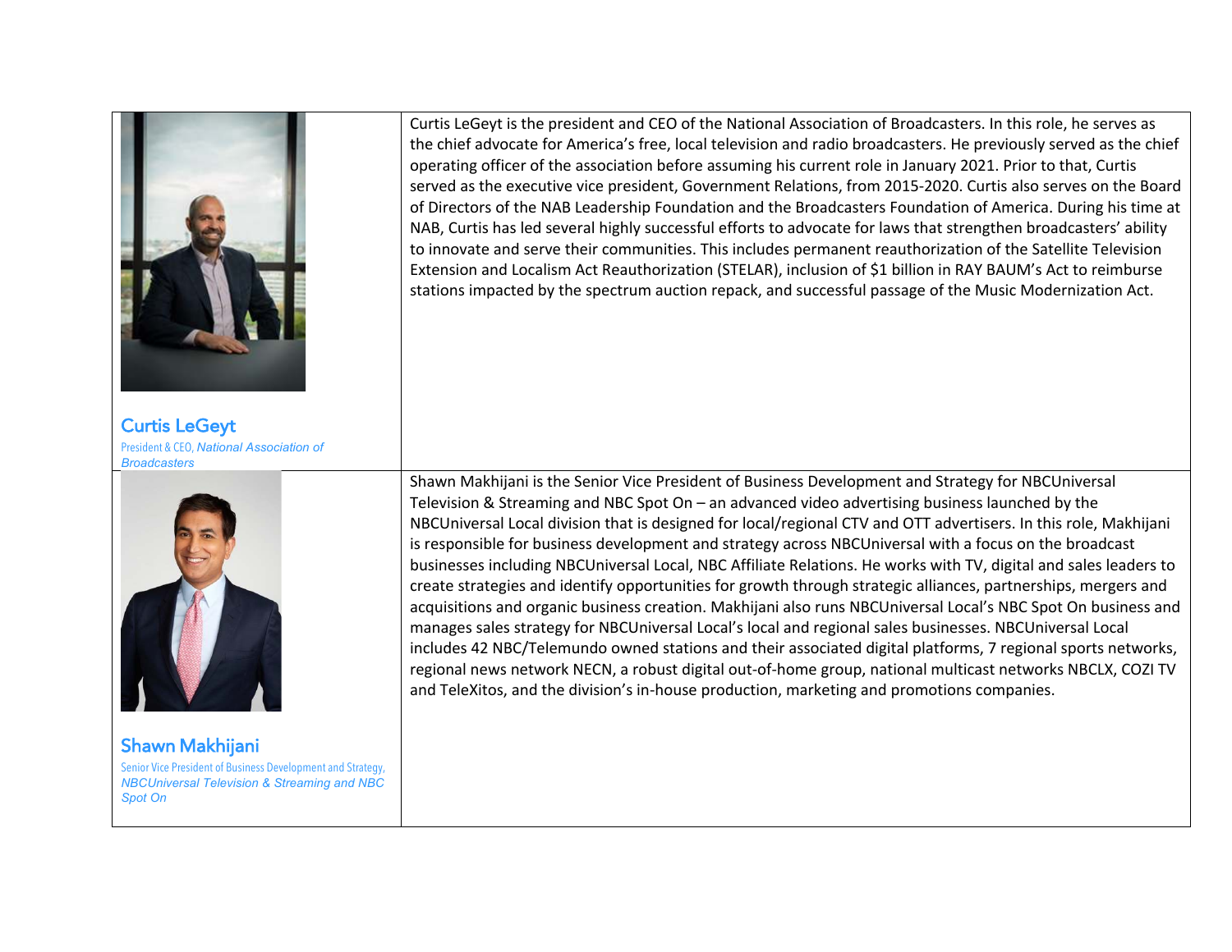| | |
|---|---|
| **Curtis LeGeyt**<br>President & CEO, *National Association of Broadcasters* | Curtis LeGeyt is the president and CEO of the National Association of Broadcasters. In this role, he serves as the chief advocate for America's free, local television and radio broadcasters. He previously served as the chief operating officer of the association before assuming his current role in January 2021. Prior to that, Curtis served as the executive vice president, Government Relations, from 2015-2020. Curtis also serves on the Board of Directors of the NAB Leadership Foundation and the Broadcasters Foundation of America. During his time at NAB, Curtis has led several highly successful efforts to advocate for laws that strengthen broadcasters' ability to innovate and serve their communities. This includes permanent reauthorization of the Satellite Television Extension and Localism Act Reauthorization (STELAR), inclusion of $1 billion in RAY BAUM's Act to reimburse stations impacted by the spectrum auction repack, and successful passage of the Music Modernization Act. |
| **Shawn Makhijani**<br>Senior Vice President of Business Development and Strategy, *NBCUniversal Television & Streaming and NBC Spot On* | Shawn Makhijani is the Senior Vice President of Business Development and Strategy for NBCUniversal Television & Streaming and NBC Spot On – an advanced video advertising business launched by the NBCUniversal Local division that is designed for local/regional CTV and OTT advertisers. In this role, Makhijani is responsible for business development and strategy across NBCUniversal with a focus on the broadcast businesses including NBCUniversal Local, NBC Affiliate Relations. He works with TV, digital and sales leaders to create strategies and identify opportunities for growth through strategic alliances, partnerships, mergers and acquisitions and organic business creation. Makhijani also runs NBCUniversal Local's NBC Spot On business and manages sales strategy for NBCUniversal Local's local and regional sales businesses. NBCUniversal Local includes 42 NBC/Telemundo owned stations and their associated digital platforms, 7 regional sports networks, regional news network NECN, a robust digital out-of-home group, national multicast networks NBCLX, COZI TV and TeleXitos, and the division's in-house production, marketing and promotions companies. |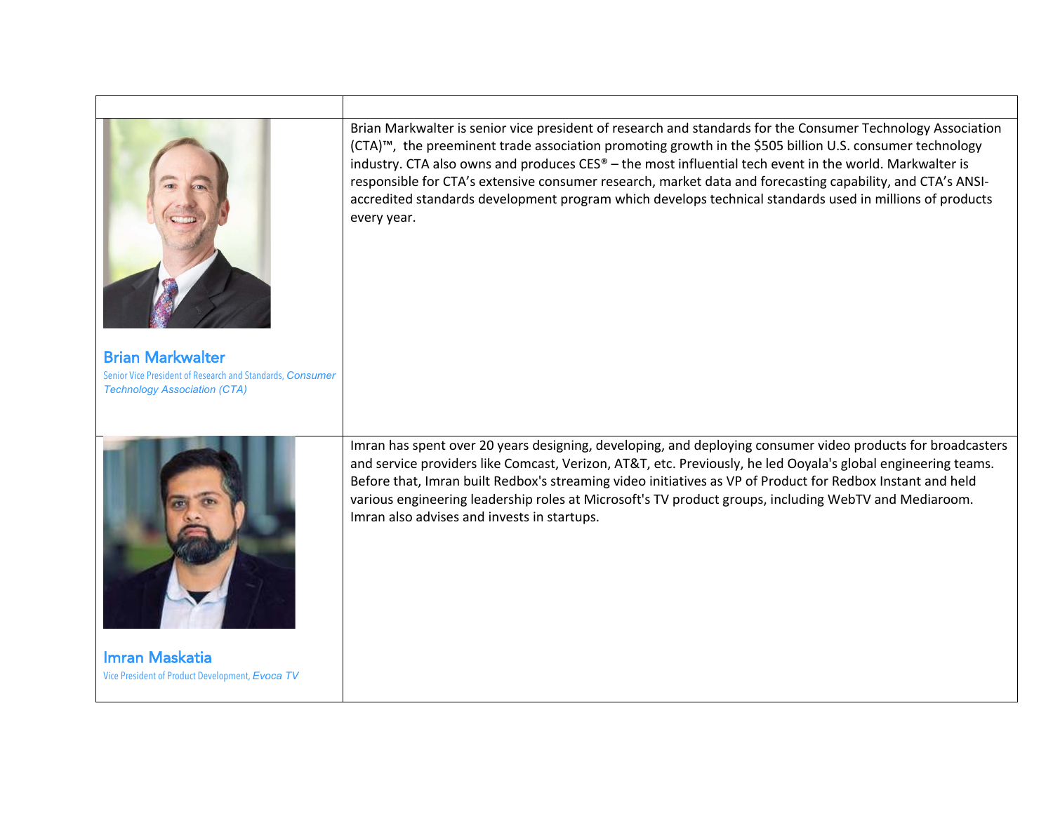| | |
|---|---|
| **Brian Markwalter**<br>Senior Vice President of Research and Standards, *Consumer Technology Association (CTA)* | Brian Markwalter is senior vice president of research and standards for the Consumer Technology Association (CTA)™, the preeminent trade association promoting growth in the $505 billion U.S. consumer technology industry. CTA also owns and produces CES® – the most influential tech event in the world. Markwalter is responsible for CTA's extensive consumer research, market data and forecasting capability, and CTA's ANSI-accredited standards development program which develops technical standards used in millions of products every year. |
| **Imran Maskatia**<br>Vice President of Product Development, *Evoca TV* | Imran has spent over 20 years designing, developing, and deploying consumer video products for broadcasters and service providers like Comcast, Verizon, AT&T, etc. Previously, he led Ooyala's global engineering teams. Before that, Imran built Redbox's streaming video initiatives as VP of Product for Redbox Instant and held various engineering leadership roles at Microsoft's TV product groups, including WebTV and Mediaroom. Imran also advises and invests in startups. |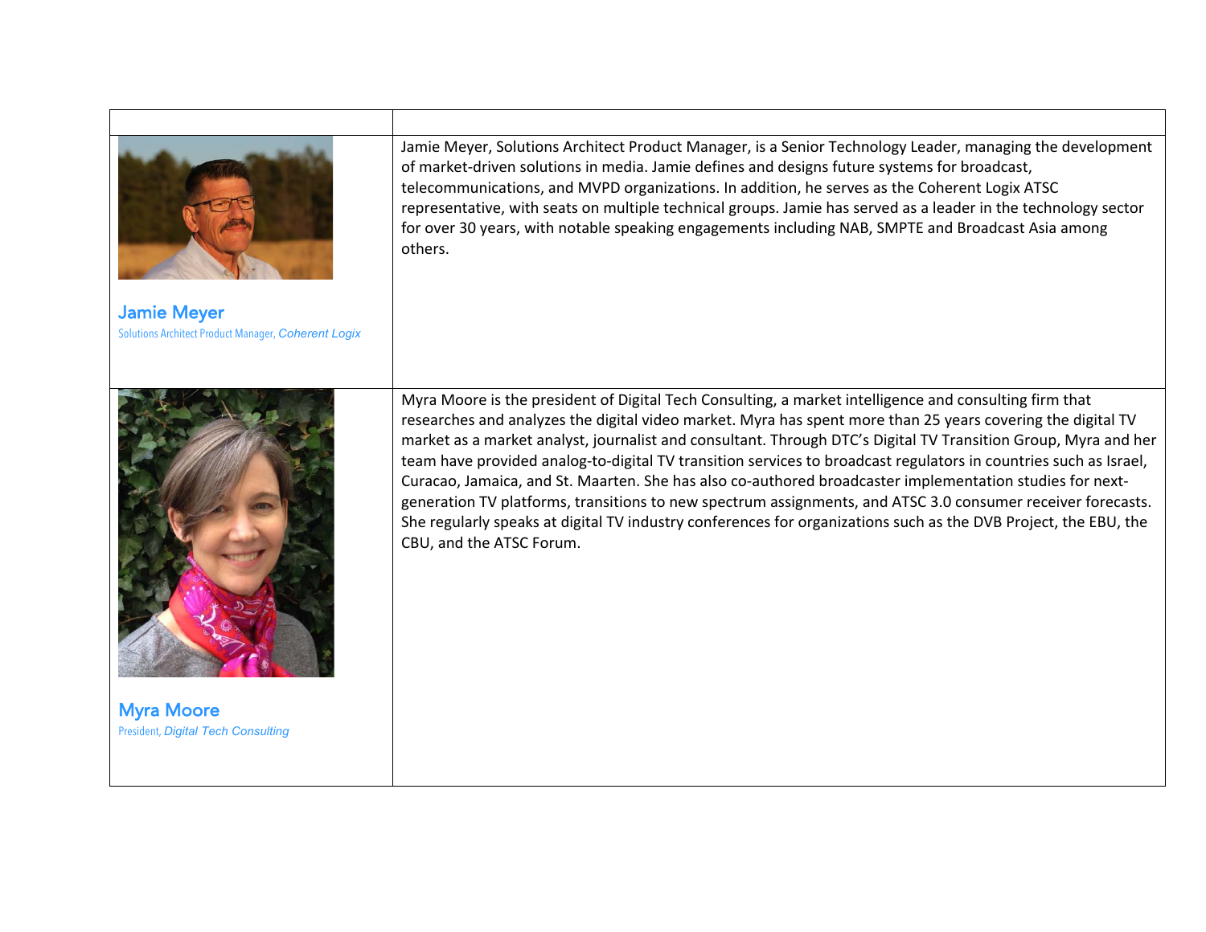| | |
|---|---|
| **Jamie Meyer**<br>Solutions Architect Product Manager, *Coherent Logix* | Jamie Meyer, Solutions Architect Product Manager, is a Senior Technology Leader, managing the development of market-driven solutions in media. Jamie defines and designs future systems for broadcast, telecommunications, and MVPD organizations. In addition, he serves as the Coherent Logix ATSC representative, with seats on multiple technical groups. Jamie has served as a leader in the technology sector for over 30 years, with notable speaking engagements including NAB, SMPTE and Broadcast Asia among others. |
| **Myra Moore**<br>President, *Digital Tech Consulting* | Myra Moore is the president of Digital Tech Consulting, a market intelligence and consulting firm that researches and analyzes the digital video market. Myra has spent more than 25 years covering the digital TV market as a market analyst, journalist and consultant. Through DTC's Digital TV Transition Group, Myra and her team have provided analog-to-digital TV transition services to broadcast regulators in countries such as Israel, Curacao, Jamaica, and St. Maarten. She has also co-authored broadcaster implementation studies for next-generation TV platforms, transitions to new spectrum assignments, and ATSC 3.0 consumer receiver forecasts. She regularly speaks at digital TV industry conferences for organizations such as the DVB Project, the EBU, the CBU, and the ATSC Forum. |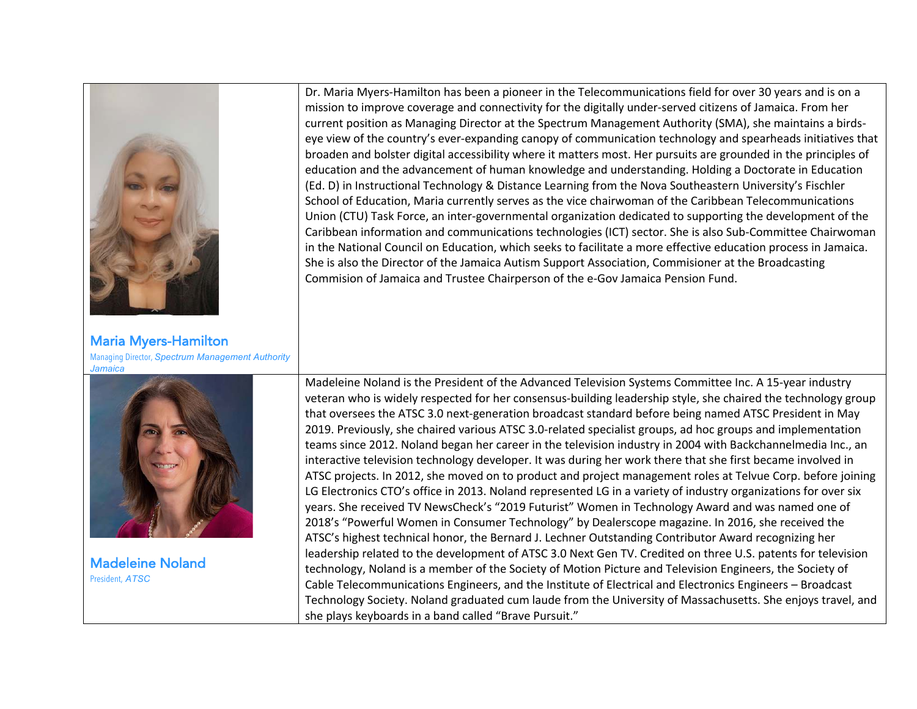| | |
|---|---|
| **Maria Myers-Hamilton**<br>Managing Director, *Spectrum Management Authority Jamaica* | Dr. Maria Myers-Hamilton has been a pioneer in the Telecommunications field for over 30 years and is on a mission to improve coverage and connectivity for the digitally under-served citizens of Jamaica. From her current position as Managing Director at the Spectrum Management Authority (SMA), she maintains a birds-eye view of the country's ever-expanding canopy of communication technology and spearheads initiatives that broaden and bolster digital accessibility where it matters most. Her pursuits are grounded in the principles of education and the advancement of human knowledge and understanding. Holding a Doctorate in Education (Ed. D) in Instructional Technology & Distance Learning from the Nova Southeastern University's Fischler School of Education, Maria currently serves as the vice chairwoman of the Caribbean Telecommunications Union (CTU) Task Force, an inter-governmental organization dedicated to supporting the development of the Caribbean information and communications technologies (ICT) sector. She is also Sub-Committee Chairwoman in the National Council on Education, which seeks to facilitate a more effective education process in Jamaica. She is also the Director of the Jamaica Autism Support Association, Commisioner at the Broadcasting Commision of Jamaica and Trustee Chairperson of the e-Gov Jamaica Pension Fund. |
| **Madeleine Noland**<br>President, *ATSC* | Madeleine Noland is the President of the Advanced Television Systems Committee Inc. A 15-year industry veteran who is widely respected for her consensus-building leadership style, she chaired the technology group that oversees the ATSC 3.0 next-generation broadcast standard before being named ATSC President in May 2019. Previously, she chaired various ATSC 3.0-related specialist groups, ad hoc groups and implementation teams since 2012. Noland began her career in the television industry in 2004 with Backchannelmedia Inc., an interactive television technology developer. It was during her work there that she first became involved in ATSC projects. In 2012, she moved on to product and project management roles at Telvue Corp. before joining LG Electronics CTO's office in 2013. Noland represented LG in a variety of industry organizations for over six years. She received TV NewsCheck's "2019 Futurist" Women in Technology Award and was named one of 2018's "Powerful Women in Consumer Technology" by Dealerscope magazine. In 2016, she received the ATSC's highest technical honor, the Bernard J. Lechner Outstanding Contributor Award recognizing her leadership related to the development of ATSC 3.0 Next Gen TV. Credited on three U.S. patents for television technology, Noland is a member of the Society of Motion Picture and Television Engineers, the Society of Cable Telecommunications Engineers, and the Institute of Electrical and Electronics Engineers – Broadcast Technology Society. Noland graduated cum laude from the University of Massachusetts. She enjoys travel, and she plays keyboards in a band called "Brave Pursuit." |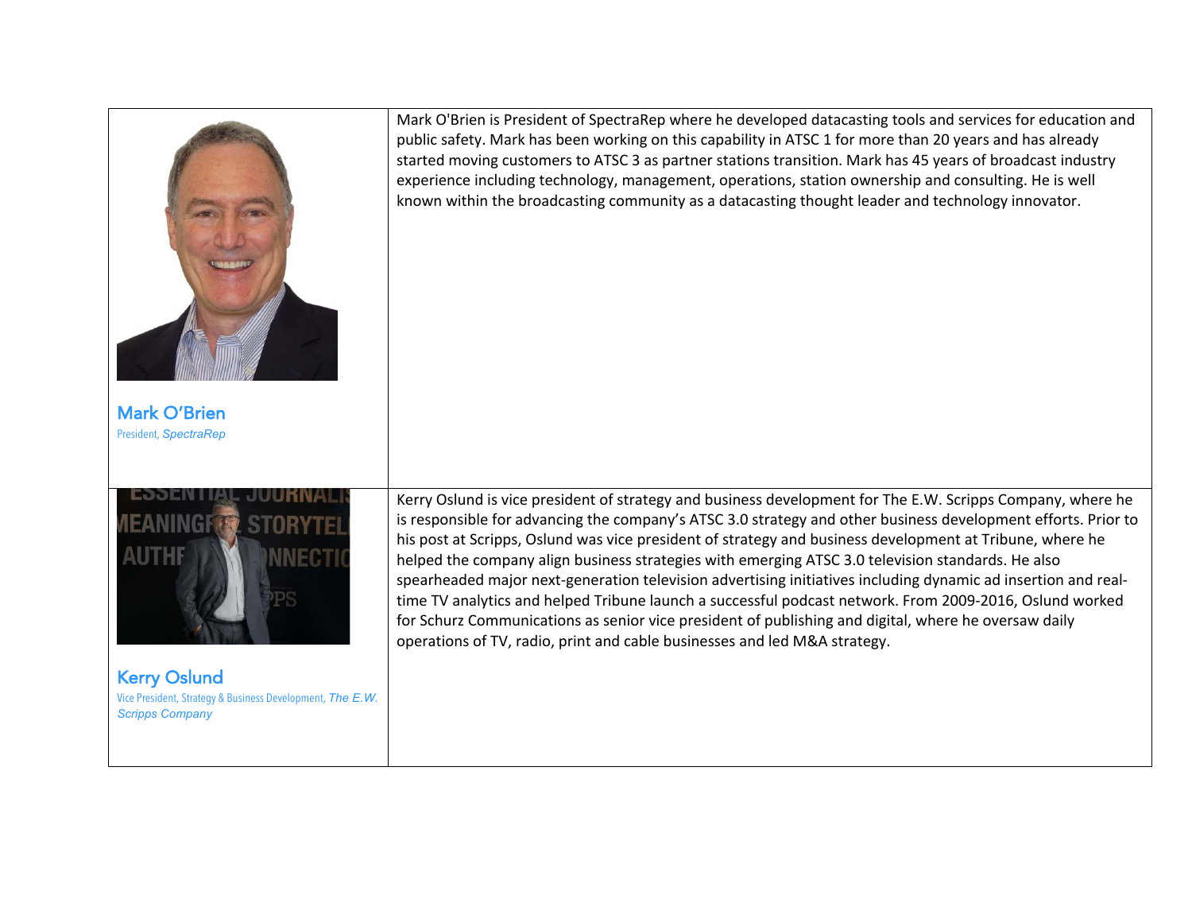| | |
|---|---|
| **Mark O'Brien**<br>President, *SpectraRep* | Mark O'Brien is President of SpectraRep where he developed datacasting tools and services for education and public safety. Mark has been working on this capability in ATSC 1 for more than 20 years and has already started moving customers to ATSC 3 as partner stations transition. Mark has 45 years of broadcast industry experience including technology, management, operations, station ownership and consulting. He is well known within the broadcasting community as a datacasting thought leader and technology innovator. |
| **Kerry Oslund**<br>Vice President, Strategy & Business Development, *The E.W. Scripps Company* | Kerry Oslund is vice president of strategy and business development for The E.W. Scripps Company, where he is responsible for advancing the company's ATSC 3.0 strategy and other business development efforts. Prior to his post at Scripps, Oslund was vice president of strategy and business development at Tribune, where he helped the company align business strategies with emerging ATSC 3.0 television standards. He also spearheaded major next-generation television advertising initiatives including dynamic ad insertion and real-time TV analytics and helped Tribune launch a successful podcast network. From 2009-2016, Oslund worked for Schurz Communications as senior vice president of publishing and digital, where he oversaw daily operations of TV, radio, print and cable businesses and led M&A strategy. |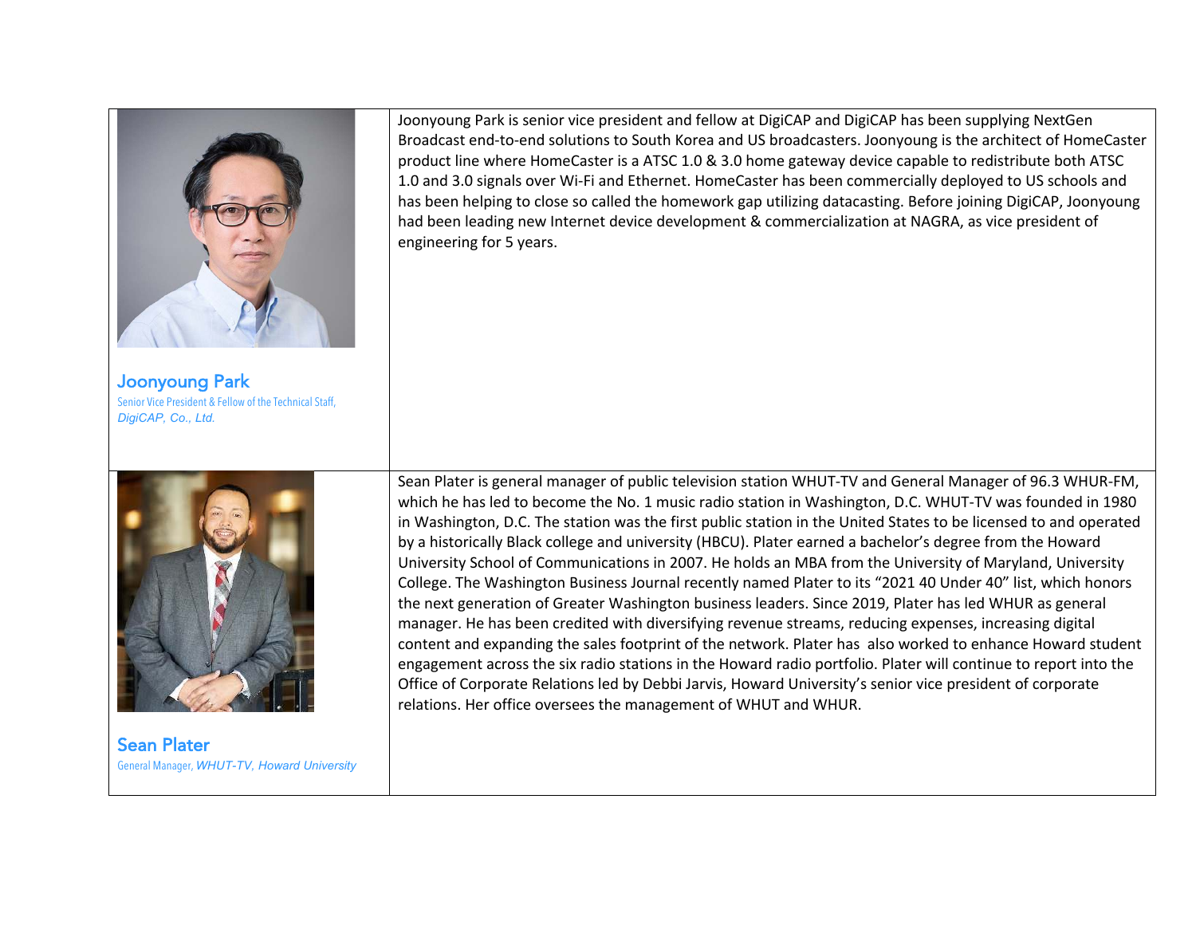| | |
|---|---|
| **Joonyoung Park**<br>Senior Vice President & Fellow of the Technical Staff, *DigiCAP, Co., Ltd.* | Joonyoung Park is senior vice president and fellow at DigiCAP and DigiCAP has been supplying NextGen Broadcast end-to-end solutions to South Korea and US broadcasters. Joonyoung is the architect of HomeCaster product line where HomeCaster is a ATSC 1.0 & 3.0 home gateway device capable to redistribute both ATSC 1.0 and 3.0 signals over Wi-Fi and Ethernet. HomeCaster has been commercially deployed to US schools and has been helping to close so called the homework gap utilizing datacasting. Before joining DigiCAP, Joonyoung had been leading new Internet device development & commercialization at NAGRA, as vice president of engineering for 5 years. |
| **Sean Plater**<br>General Manager, *WHUT-TV, Howard University* | Sean Plater is general manager of public television station WHUT-TV and General Manager of 96.3 WHUR-FM, which he has led to become the No. 1 music radio station in Washington, D.C. WHUT-TV was founded in 1980 in Washington, D.C. The station was the first public station in the United States to be licensed to and operated by a historically Black college and university (HBCU). Plater earned a bachelor's degree from the Howard University School of Communications in 2007. He holds an MBA from the University of Maryland, University College. The Washington Business Journal recently named Plater to its "2021 40 Under 40" list, which honors the next generation of Greater Washington business leaders. Since 2019, Plater has led WHUR as general manager. He has been credited with diversifying revenue streams, reducing expenses, increasing digital content and expanding the sales footprint of the network. Plater has also worked to enhance Howard student engagement across the six radio stations in the Howard radio portfolio. Plater will continue to report into the Office of Corporate Relations led by Debbi Jarvis, Howard University's senior vice president of corporate relations. Her office oversees the management of WHUT and WHUR. |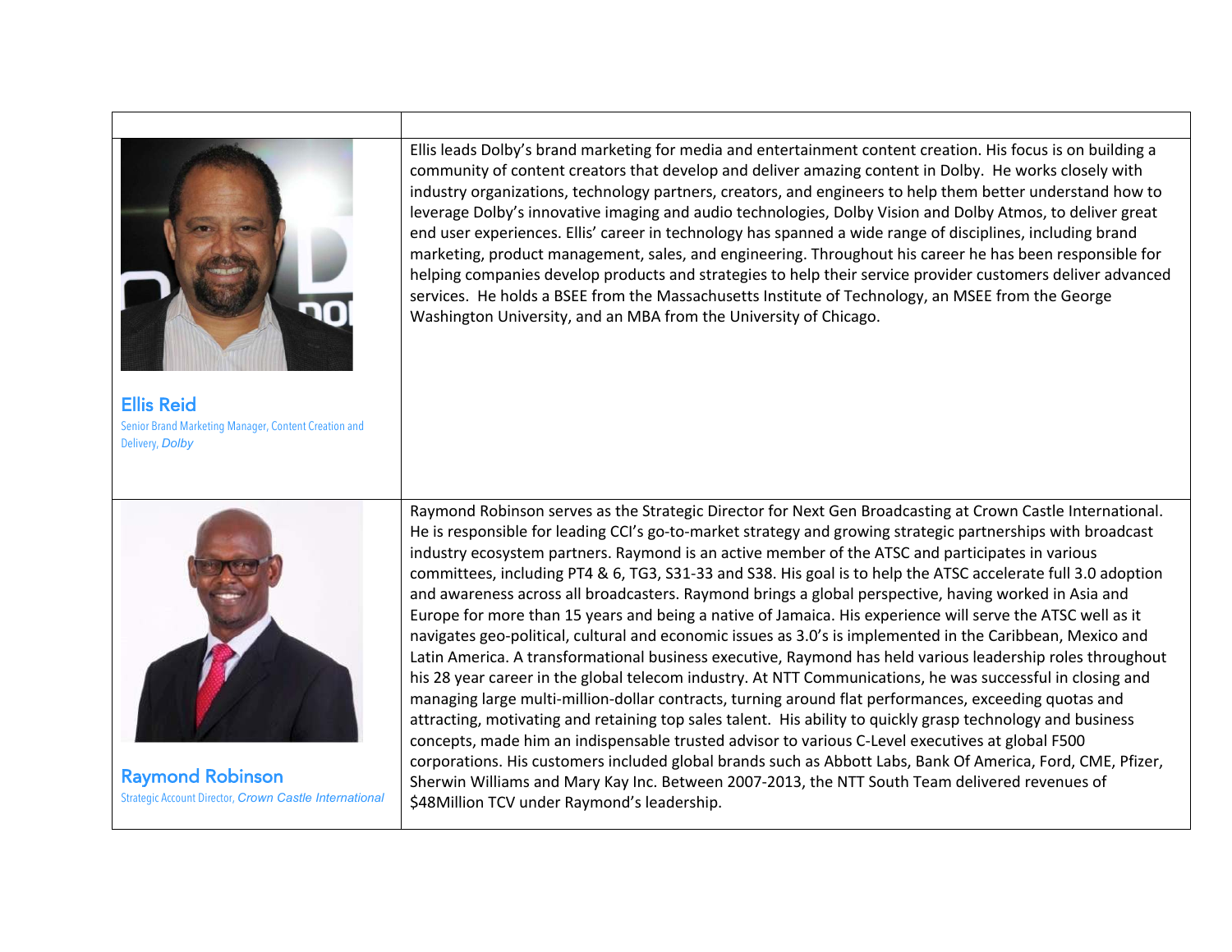| | |
|---|---|
| **Ellis Reid**<br>Senior Brand Marketing Manager, Content Creation and Delivery, *Dolby* | Ellis leads Dolby's brand marketing for media and entertainment content creation. His focus is on building a community of content creators that develop and deliver amazing content in Dolby. He works closely with industry organizations, technology partners, creators, and engineers to help them better understand how to leverage Dolby's innovative imaging and audio technologies, Dolby Vision and Dolby Atmos, to deliver great end user experiences. Ellis' career in technology has spanned a wide range of disciplines, including brand marketing, product management, sales, and engineering. Throughout his career he has been responsible for helping companies develop products and strategies to help their service provider customers deliver advanced services. He holds a BSEE from the Massachusetts Institute of Technology, an MSEE from the George Washington University, and an MBA from the University of Chicago. |
| **Raymond Robinson**<br>Strategic Account Director, *Crown Castle International* | Raymond Robinson serves as the Strategic Director for Next Gen Broadcasting at Crown Castle International. He is responsible for leading CCI's go-to-market strategy and growing strategic partnerships with broadcast industry ecosystem partners. Raymond is an active member of the ATSC and participates in various committees, including PT4 & 6, TG3, S31-33 and S38. His goal is to help the ATSC accelerate full 3.0 adoption and awareness across all broadcasters. Raymond brings a global perspective, having worked in Asia and Europe for more than 15 years and being a native of Jamaica. His experience will serve the ATSC well as it navigates geo-political, cultural and economic issues as 3.0's is implemented in the Caribbean, Mexico and Latin America. A transformational business executive, Raymond has held various leadership roles throughout his 28 year career in the global telecom industry. At NTT Communications, he was successful in closing and managing large multi-million-dollar contracts, turning around flat performances, exceeding quotas and attracting, motivating and retaining top sales talent. His ability to quickly grasp technology and business concepts, made him an indispensable trusted advisor to various C-Level executives at global F500 corporations. His customers included global brands such as Abbott Labs, Bank Of America, Ford, CME, Pfizer, Sherwin Williams and Mary Kay Inc. Between 2007-2013, the NTT South Team delivered revenues of $48Million TCV under Raymond's leadership. |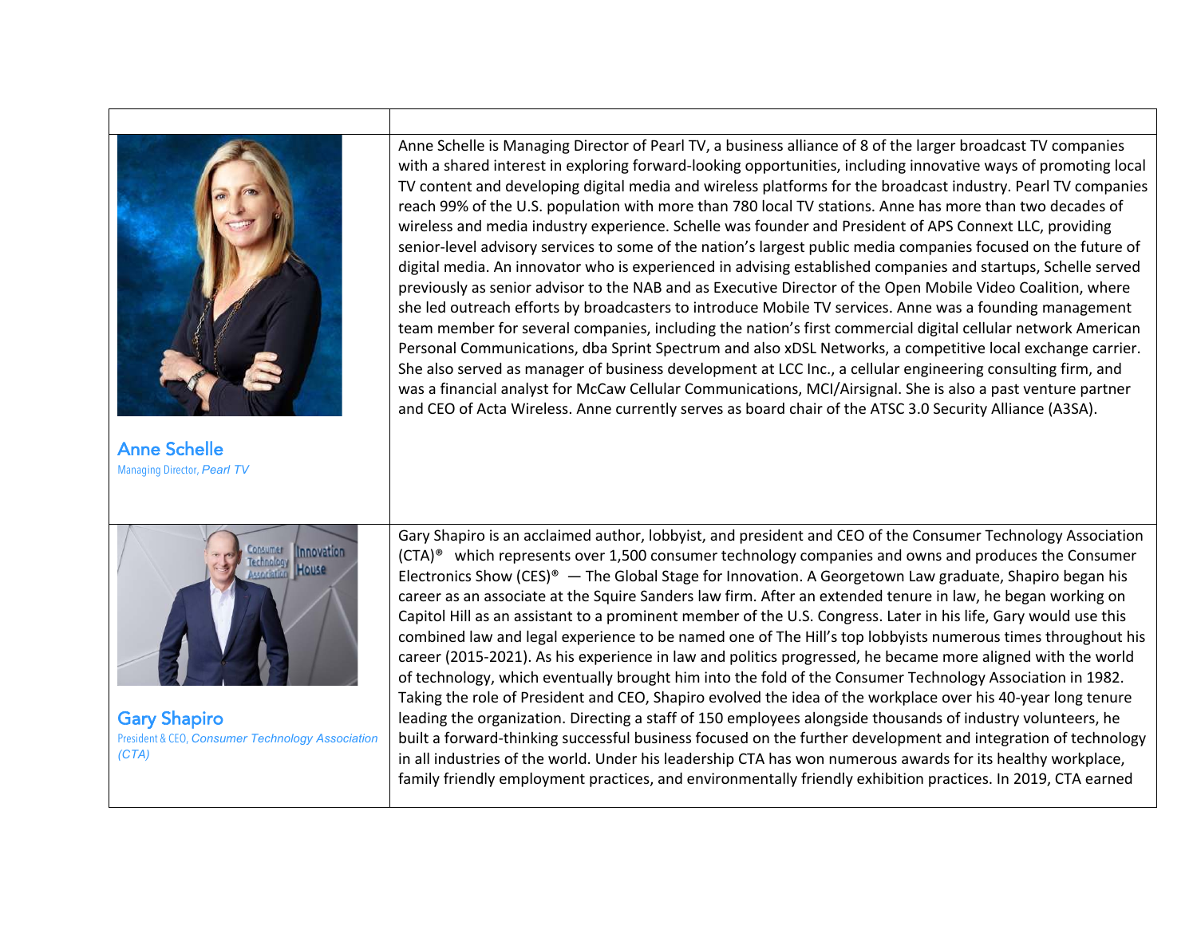| | |
|---|---|
| **Anne Schelle**<br>Managing Director, *Pearl TV* | Anne Schelle is Managing Director of Pearl TV, a business alliance of 8 of the larger broadcast TV companies with a shared interest in exploring forward-looking opportunities, including innovative ways of promoting local TV content and developing digital media and wireless platforms for the broadcast industry. Pearl TV companies reach 99% of the U.S. population with more than 780 local TV stations. Anne has more than two decades of wireless and media industry experience. Schelle was founder and President of APS Connext LLC, providing senior-level advisory services to some of the nation's largest public media companies focused on the future of digital media. An innovator who is experienced in advising established companies and startups, Schelle served previously as senior advisor to the NAB and as Executive Director of the Open Mobile Video Coalition, where she led outreach efforts by broadcasters to introduce Mobile TV services. Anne was a founding management team member for several companies, including the nation's first commercial digital cellular network American Personal Communications, dba Sprint Spectrum and also xDSL Networks, a competitive local exchange carrier. She also served as manager of business development at LCC Inc., a cellular engineering consulting firm, and was a financial analyst for McCaw Cellular Communications, MCI/Airsignal. She is also a past venture partner and CEO of Acta Wireless. Anne currently serves as board chair of the ATSC 3.0 Security Alliance (A3SA). |
| **Gary Shapiro**<br>President & CEO, *Consumer Technology Association (CTA)* | Gary Shapiro is an acclaimed author, lobbyist, and president and CEO of the Consumer Technology Association (CTA)® which represents over 1,500 consumer technology companies and owns and produces the Consumer Electronics Show (CES)® — The Global Stage for Innovation. A Georgetown Law graduate, Shapiro began his career as an associate at the Squire Sanders law firm. After an extended tenure in law, he began working on Capitol Hill as an assistant to a prominent member of the U.S. Congress. Later in his life, Gary would use this combined law and legal experience to be named one of The Hill's top lobbyists numerous times throughout his career (2015-2021). As his experience in law and politics progressed, he became more aligned with the world of technology, which eventually brought him into the fold of the Consumer Technology Association in 1982. Taking the role of President and CEO, Shapiro evolved the idea of the workplace over his 40-year long tenure leading the organization. Directing a staff of 150 employees alongside thousands of industry volunteers, he built a forward-thinking successful business focused on the further development and integration of technology in all industries of the world. Under his leadership CTA has won numerous awards for its healthy workplace, family friendly employment practices, and environmentally friendly exhibition practices. In 2019, CTA earned |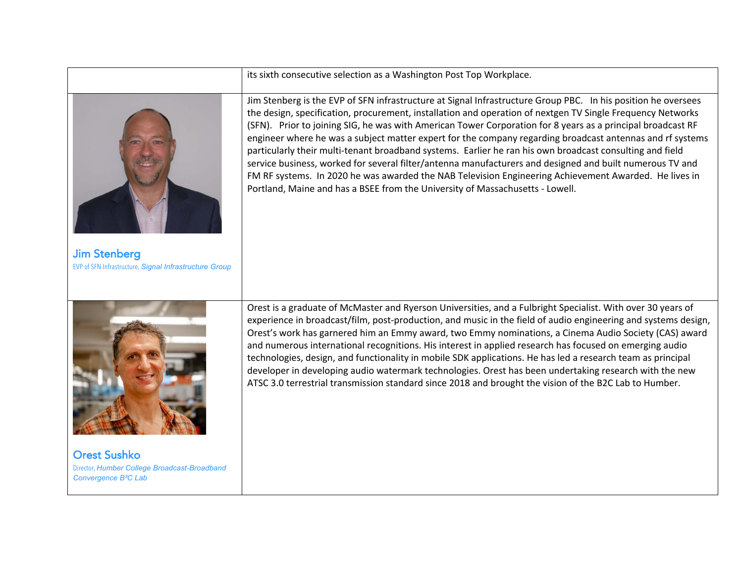| | |
|---|---|
| | its sixth consecutive selection as a Washington Post Top Workplace. |
| **Jim Stenberg**<br>EVP of SFN Infrastructure, *Signal Infrastructure Group* | Jim Stenberg is the EVP of SFN infrastructure at Signal Infrastructure Group PBC. In his position he oversees the design, specification, procurement, installation and operation of nextgen TV Single Frequency Networks (SFN). Prior to joining SIG, he was with American Tower Corporation for 8 years as a principal broadcast RF engineer where he was a subject matter expert for the company regarding broadcast antennas and rf systems particularly their multi-tenant broadband systems. Earlier he ran his own broadcast consulting and field service business, worked for several filter/antenna manufacturers and designed and built numerous TV and FM RF systems. In 2020 he was awarded the NAB Television Engineering Achievement Awarded. He lives in Portland, Maine and has a BSEE from the University of Massachusetts - Lowell. |
| **Orest Sushko**<br>Director, *Humber College Broadcast-Broadband Convergence B²C Lab* | Orest is a graduate of McMaster and Ryerson Universities, and a Fulbright Specialist. With over 30 years of experience in broadcast/film, post-production, and music in the field of audio engineering and systems design, Orest's work has garnered him an Emmy award, two Emmy nominations, a Cinema Audio Society (CAS) award and numerous international recognitions. His interest in applied research has focused on emerging audio technologies, design, and functionality in mobile SDK applications. He has led a research team as principal developer in developing audio watermark technologies. Orest has been undertaking research with the new ATSC 3.0 terrestrial transmission standard since 2018 and brought the vision of the B2C Lab to Humber. |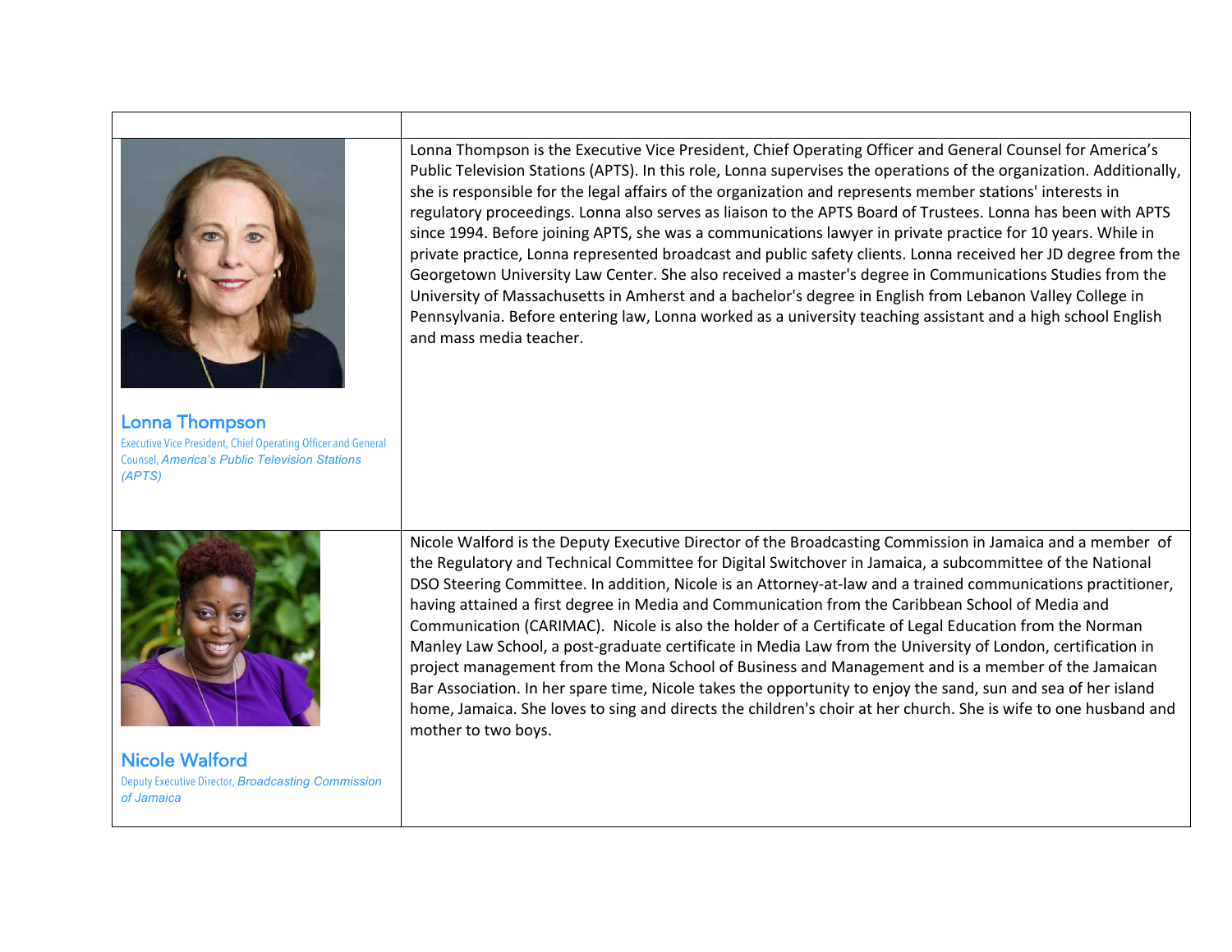| | |
|---|---|
| **Lonna Thompson**<br>Executive Vice President, Chief Operating Officer and General Counsel, *America's Public Television Stations (APTS)* | Lonna Thompson is the Executive Vice President, Chief Operating Officer and General Counsel for America's Public Television Stations (APTS). In this role, Lonna supervises the operations of the organization. Additionally, she is responsible for the legal affairs of the organization and represents member stations' interests in regulatory proceedings. Lonna also serves as liaison to the APTS Board of Trustees. Lonna has been with APTS since 1994. Before joining APTS, she was a communications lawyer in private practice for 10 years. While in private practice, Lonna represented broadcast and public safety clients. Lonna received her JD degree from the Georgetown University Law Center. She also received a master's degree in Communications Studies from the University of Massachusetts in Amherst and a bachelor's degree in English from Lebanon Valley College in Pennsylvania. Before entering law, Lonna worked as a university teaching assistant and a high school English and mass media teacher. |
| **Nicole Walford**<br>Deputy Executive Director, *Broadcasting Commission of Jamaica* | Nicole Walford is the Deputy Executive Director of the Broadcasting Commission in Jamaica and a member of the Regulatory and Technical Committee for Digital Switchover in Jamaica, a subcommittee of the National DSO Steering Committee. In addition, Nicole is an Attorney-at-law and a trained communications practitioner, having attained a first degree in Media and Communication from the Caribbean School of Media and Communication (CARIMAC). Nicole is also the holder of a Certificate of Legal Education from the Norman Manley Law School, a post-graduate certificate in Media Law from the University of London, certification in project management from the Mona School of Business and Management and is a member of the Jamaican Bar Association. In her spare time, Nicole takes the opportunity to enjoy the sand, sun and sea of her island home, Jamaica. She loves to sing and directs the children's choir at her church. She is wife to one husband and mother to two boys. |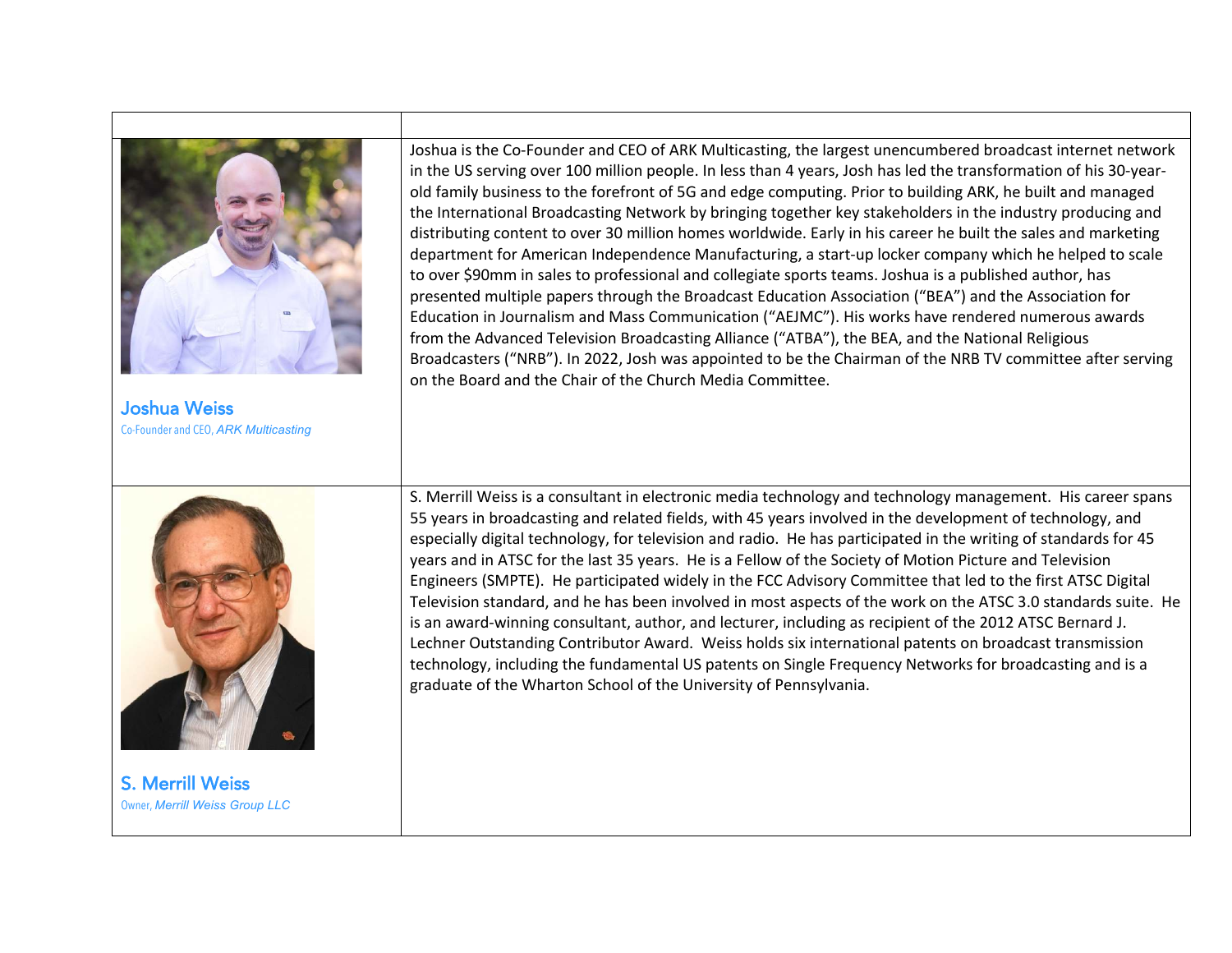| | |
|---|---|
| **Joshua Weiss**<br>Co-Founder and CEO, *ARK Multicasting* | Joshua is the Co-Founder and CEO of ARK Multicasting, the largest unencumbered broadcast internet network in the US serving over 100 million people. In less than 4 years, Josh has led the transformation of his 30-year-old family business to the forefront of 5G and edge computing. Prior to building ARK, he built and managed the International Broadcasting Network by bringing together key stakeholders in the industry producing and distributing content to over 30 million homes worldwide. Early in his career he built the sales and marketing department for American Independence Manufacturing, a start-up locker company which he helped to scale to over $90mm in sales to professional and collegiate sports teams. Joshua is a published author, has presented multiple papers through the Broadcast Education Association ("BEA") and the Association for Education in Journalism and Mass Communication ("AEJMC"). His works have rendered numerous awards from the Advanced Television Broadcasting Alliance ("ATBA"), the BEA, and the National Religious Broadcasters ("NRB"). In 2022, Josh was appointed to be the Chairman of the NRB TV committee after serving on the Board and the Chair of the Church Media Committee. |
| **S. Merrill Weiss**<br>Owner, *Merrill Weiss Group LLC* | S. Merrill Weiss is a consultant in electronic media technology and technology management. His career spans 55 years in broadcasting and related fields, with 45 years involved in the development of technology, and especially digital technology, for television and radio. He has participated in the writing of standards for 45 years and in ATSC for the last 35 years. He is a Fellow of the Society of Motion Picture and Television Engineers (SMPTE). He participated widely in the FCC Advisory Committee that led to the first ATSC Digital Television standard, and he has been involved in most aspects of the work on the ATSC 3.0 standards suite. He is an award-winning consultant, author, and lecturer, including as recipient of the 2012 ATSC Bernard J. Lechner Outstanding Contributor Award. Weiss holds six international patents on broadcast transmission technology, including the fundamental US patents on Single Frequency Networks for broadcasting and is a graduate of the Wharton School of the University of Pennsylvania. |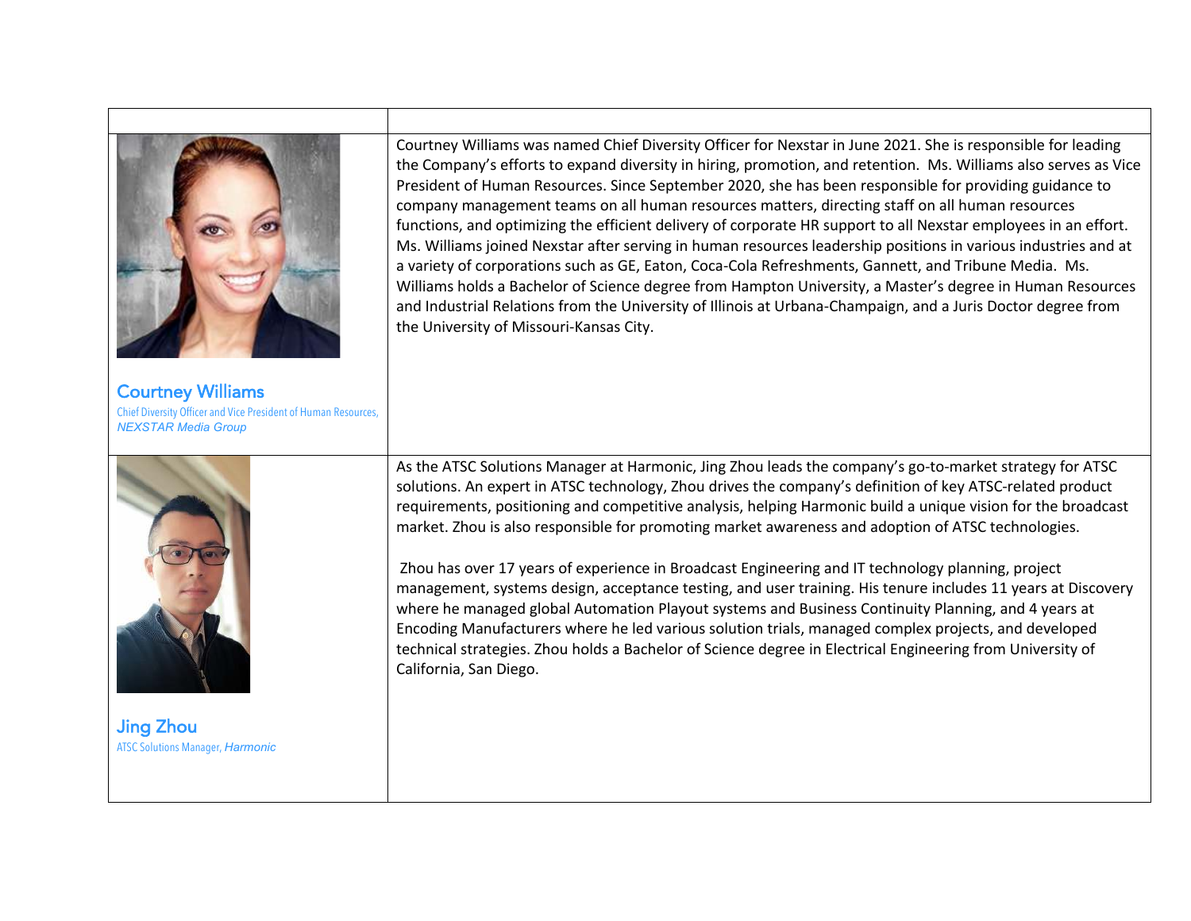| | |
|---|---|
| **Courtney Williams**<br>Chief Diversity Officer and Vice President of Human Resources, *NEXSTAR Media Group* | Courtney Williams was named Chief Diversity Officer for Nexstar in June 2021. She is responsible for leading the Company's efforts to expand diversity in hiring, promotion, and retention. Ms. Williams also serves as Vice President of Human Resources. Since September 2020, she has been responsible for providing guidance to company management teams on all human resources matters, directing staff on all human resources functions, and optimizing the efficient delivery of corporate HR support to all Nexstar employees in an effort. Ms. Williams joined Nexstar after serving in human resources leadership positions in various industries and at a variety of corporations such as GE, Eaton, Coca-Cola Refreshments, Gannett, and Tribune Media. Ms. Williams holds a Bachelor of Science degree from Hampton University, a Master's degree in Human Resources and Industrial Relations from the University of Illinois at Urbana-Champaign, and a Juris Doctor degree from the University of Missouri-Kansas City. |
| **Jing Zhou**<br>ATSC Solutions Manager, *Harmonic* | As the ATSC Solutions Manager at Harmonic, Jing Zhou leads the company's go-to-market strategy for ATSC solutions. An expert in ATSC technology, Zhou drives the company's definition of key ATSC-related product requirements, positioning and competitive analysis, helping Harmonic build a unique vision for the broadcast market. Zhou is also responsible for promoting market awareness and adoption of ATSC technologies.<br><br>Zhou has over 17 years of experience in Broadcast Engineering and IT technology planning, project management, systems design, acceptance testing, and user training. His tenure includes 11 years at Discovery where he managed global Automation Playout systems and Business Continuity Planning, and 4 years at Encoding Manufacturers where he led various solution trials, managed complex projects, and developed technical strategies. Zhou holds a Bachelor of Science degree in Electrical Engineering from University of California, San Diego. |